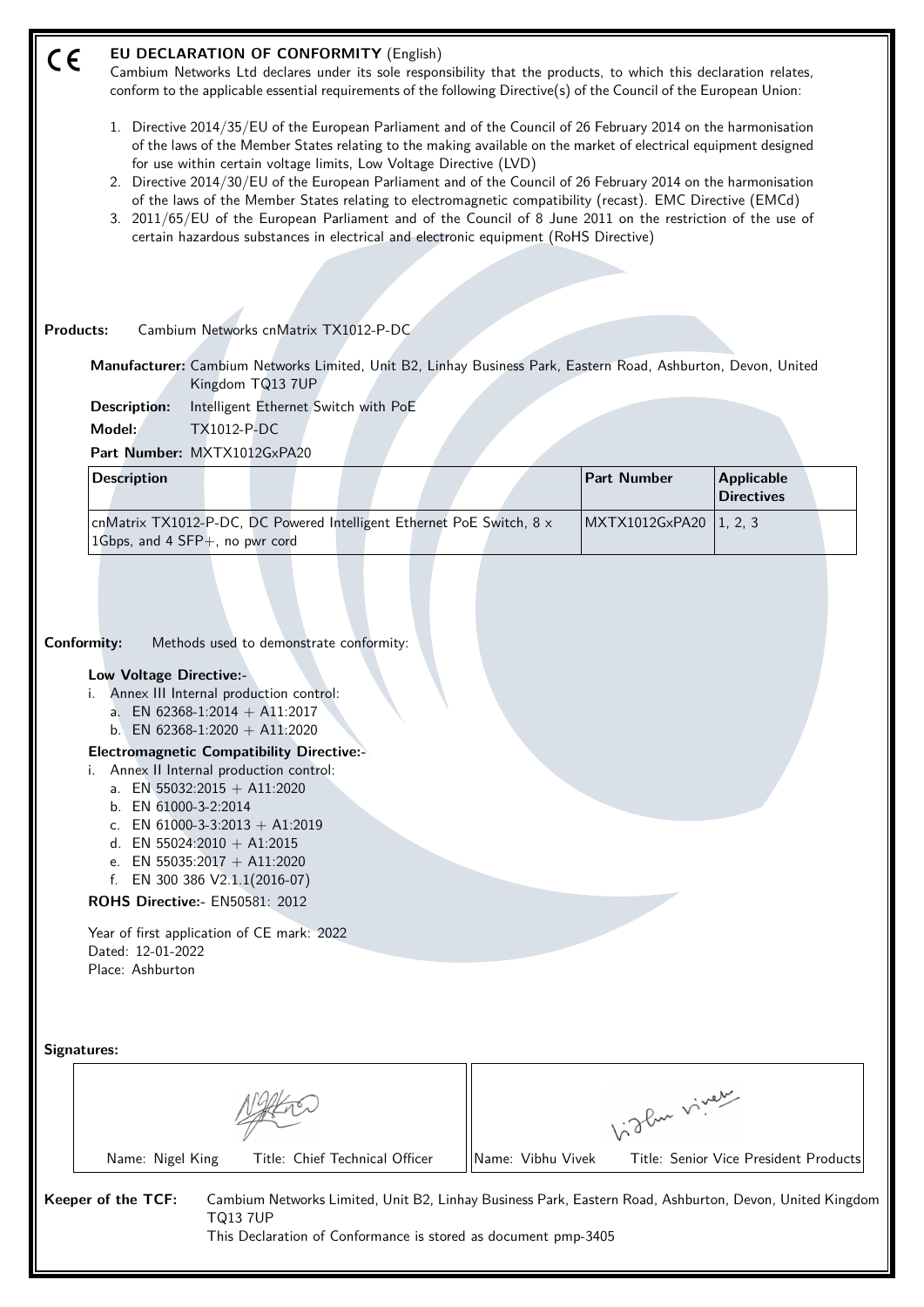# EU DECLARATION OF CONFORMITY (English)

CE

Cambium Networks Ltd declares under its sole responsibility that the products, to which this declaration relates, conform to the applicable essential requirements of the following Directive(s) of the Council of the European Union:

1. Directive 2014/35/EU of the European Parliament and of the Council of 26 February 2014 on the harmonisation of the laws of the Member States relating to the making available on the market of electrical equipment designed for use within certain voltage limits, Low Voltage Directive (LVD)
2. Directive 2014/30/EU of the European Parliament and of the Council of 26 February 2014 on the harmonisation of the laws of the Member States relating to electromagnetic compatibility (recast). EMC Directive (EMCd)
3. 2011/65/EU of the European Parliament and of the Council of 8 June 2011 on the restriction of the use of certain hazardous substances in electrical and electronic equipment (RoHS Directive)

**Products:** Cambium Networks cnMatrix TX1012-P-DC

**Manufacturer:** Cambium Networks Limited, Unit B2, Linhay Business Park, Eastern Road, Ashburton, Devon, United Kingdom TQ13 7UP

**Description:** Intelligent Ethernet Switch with PoE

**Model:** TX1012-P-DC

**Part Number:** MXTX1012GxPA20

| Description | Part Number | Applicable Directives |
|---|---|---|
| cnMatrix TX1012-P-DC, DC Powered Intelligent Ethernet PoE Switch, 8 x 1Gbps, and 4 SFP+, no pwr cord | MXTX1012GxPA20 | 1, 2, 3 |

**Conformity:** Methods used to demonstrate conformity:

**Low Voltage Directive:-**

i. Annex III Internal production control:
   a. EN 62368-1:2014 + A11:2017
   b. EN 62368-1:2020 + A11:2020

**Electromagnetic Compatibility Directive:-**

i. Annex II Internal production control:
   a. EN 55032:2015 + A11:2020
   b. EN 61000-3-2:2014
   c. EN 61000-3-3:2013 + A1:2019
   d. EN 55024:2010 + A1:2015
   e. EN 55035:2017 + A11:2020
   f. EN 300 386 V2.1.1(2016-07)

**ROHS Directive:-** EN50581: 2012

Year of first application of CE mark: 2022
Dated: 12-01-2022
Place: Ashburton

**Signatures:**

| Name: Nigel King | Title: Chief Technical Officer | Name: Vibhu Vivek | Title: Senior Vice President Products |
|---|---|---|---|

**Keeper of the TCF:** Cambium Networks Limited, Unit B2, Linhay Business Park, Eastern Road, Ashburton, Devon, United Kingdom TQ13 7UP

This Declaration of Conformance is stored as document pmp-3405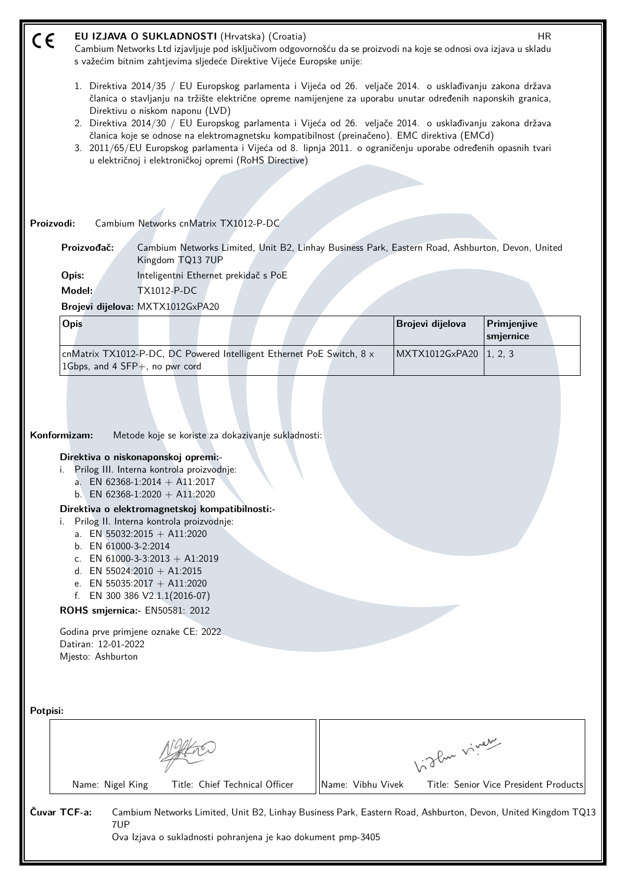CE **EU IZJAVA O SUKLADNOSTI** (Hrvatska) (Croatia) HR

Cambium Networks Ltd izjavljuje pod isključivom odgovornošću da se proizvodi na koje se odnosi ova izjava u skladu s važećim bitnim zahtjevima sljedeće Direktive Vijeće Europske unije:

1. Direktiva 2014/35 / EU Europskog parlamenta i Vijeća od 26. veljače 2014. o usklađivanju zakona država članica o stavljanju na tržište električne opreme namijenjene za uporabu unutar određenih naponskih granica, Direktivu o niskom naponu (LVD)
2. Direktiva 2014/30 / EU Europskog parlamenta i Vijeća od 26. veljače 2014. o usklađivanju zakona država članica koje se odnose na elektromagnetsku kompatibilnost (preinačeno). EMC direktiva (EMCd)
3. 2011/65/EU Europskog parlamenta i Vijeća od 8. lipnja 2011. o ograničenju uporabe određenih opasnih tvari u električnoj i elektroničkoj opremi (RoHS Directive)

**Proizvodi:** Cambium Networks cnMatrix TX1012-P-DC

**Proizvođač:** Cambium Networks Limited, Unit B2, Linhay Business Park, Eastern Road, Ashburton, Devon, United Kingdom TQ13 7UP

**Opis:** Inteligentni Ethernet prekidač s PoE

**Model:** TX1012-P-DC

**Brojevi dijelova:** MXTX1012GxPA20

| Opis | Brojevi dijelova | Primjenjive smjernice |
|---|---|---|
| cnMatrix TX1012-P-DC, DC Powered Intelligent Ethernet PoE Switch, 8 x 1Gbps, and 4 SFP+, no pwr cord | MXTX1012GxPA20 | 1, 2, 3 |

**Konformizam:** Metode koje se koriste za dokazivanje sukladnosti:

**Direktiva o niskonaponskoj opremi:-**

i. Prilog III. Interna kontrola proizvodnje:
   a. EN 62368-1:2014 + A11:2017
   b. EN 62368-1:2020 + A11:2020

**Direktiva o elektromagnetskoj kompatibilnosti:-**

i. Prilog II. Interna kontrola proizvodnje:
   a. EN 55032:2015 + A11:2020
   b. EN 61000-3-2:2014
   c. EN 61000-3-3:2013 + A1:2019
   d. EN 55024:2010 + A1:2015
   e. EN 55035:2017 + A11:2020
   f. EN 300 386 V2.1.1(2016-07)

**ROHS smjernica:-** EN50581: 2012

Godina prve primjene oznake CE: 2022
Datiran: 12-01-2022
Mjesto: Ashburton

**Potpisi:**

| Name: Nigel King Title: Chief Technical Officer | Name: Vibhu Vivek Title: Senior Vice President Products |
|---|---|

**Čuvar TCF-a:** Cambium Networks Limited, Unit B2, Linhay Business Park, Eastern Road, Ashburton, Devon, United Kingdom TQ13 7UP
Ova Izjava o sukladnosti pohranjena je kao dokument pmp-3405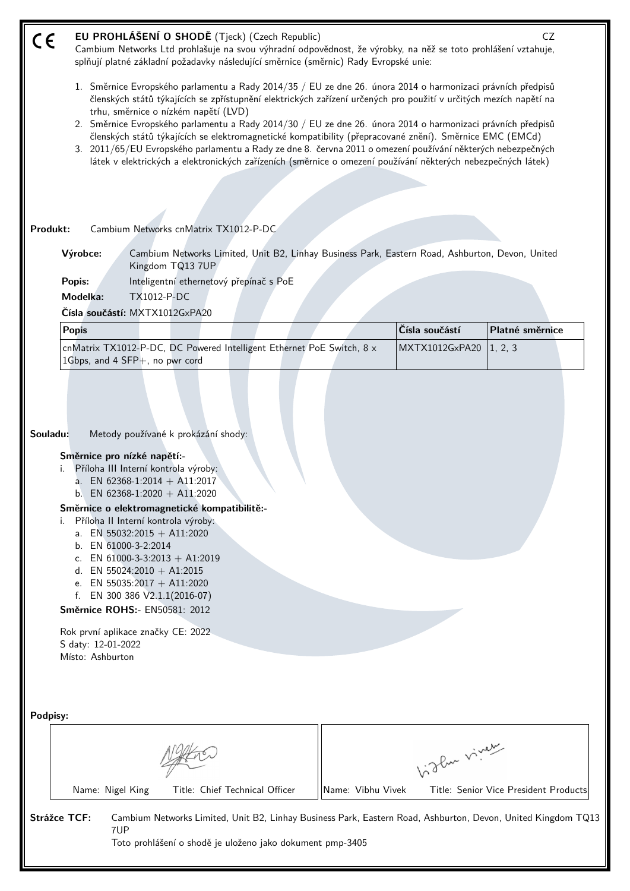# EU PROHLÁŠENÍ O SHODĚ (Tjeck) (Czech Republic)

CZ

Cambium Networks Ltd prohlašuje na svou výhradní odpovědnost, že výrobky, na něž se toto prohlášení vztahuje, splňují platné základní požadavky následující směrnice (směrnic) Rady Evropské unie:

1. Směrnice Evropského parlamentu a Rady 2014/35 / EU ze dne 26. února 2014 o harmonizaci právních předpisů členských států týkajících se zpřístupnění elektrických zařízení určených pro použití v určitých mezích napětí na trhu, směrnice o nízkém napětí (LVD)
2. Směrnice Evropského parlamentu a Rady 2014/30 / EU ze dne 26. února 2014 o harmonizaci právních předpisů členských států týkajících se elektromagnetické kompatibility (přepracované znění). Směrnice EMC (EMCd)
3. 2011/65/EU Evropského parlamentu a Rady ze dne 8. června 2011 o omezení používání některých nebezpečných látek v elektrických a elektronických zařízeních (směrnice o omezení používání některých nebezpečných látek)

**Produkt:** Cambium Networks cnMatrix TX1012-P-DC

**Výrobce:** Cambium Networks Limited, Unit B2, Linhay Business Park, Eastern Road, Ashburton, Devon, United Kingdom TQ13 7UP

**Popis:** Inteligentní ethernetový přepínač s PoE

**Modelka:** TX1012-P-DC

**Čísla součástí:** MXTX1012GxPA20

| Popis | Čísla součástí | Platné směrnice |
|---|---|---|
| cnMatrix TX1012-P-DC, DC Powered Intelligent Ethernet PoE Switch, 8 x 1Gbps, and 4 SFP+, no pwr cord | MXTX1012GxPA20 | 1, 2, 3 |

**Souladu:** Metody používané k prokázání shody:

**Směrnice pro nízké napětí:-**

i. Příloha III Interní kontrola výroby:
   a. EN 62368-1:2014 + A11:2017
   b. EN 62368-1:2020 + A11:2020

**Směrnice o elektromagnetické kompatibilitě:-**

i. Příloha II Interní kontrola výroby:
   a. EN 55032:2015 + A11:2020
   b. EN 61000-3-2:2014
   c. EN 61000-3-3:2013 + A1:2019
   d. EN 55024:2010 + A1:2015
   e. EN 55035:2017 + A11:2020
   f. EN 300 386 V2.1.1(2016-07)

**Směrnice ROHS:-** EN50581: 2012

Rok první aplikace značky CE: 2022
S daty: 12-01-2022
Místo: Ashburton

**Podpisy:**

| Name: Nigel King Title: Chief Technical Officer | Name: Vibhu Vivek Title: Senior Vice President Products |
|---|---|

**Strážce TCF:** Cambium Networks Limited, Unit B2, Linhay Business Park, Eastern Road, Ashburton, Devon, United Kingdom TQ13 7UP

Toto prohlášení o shodě je uloženo jako dokument pmp-3405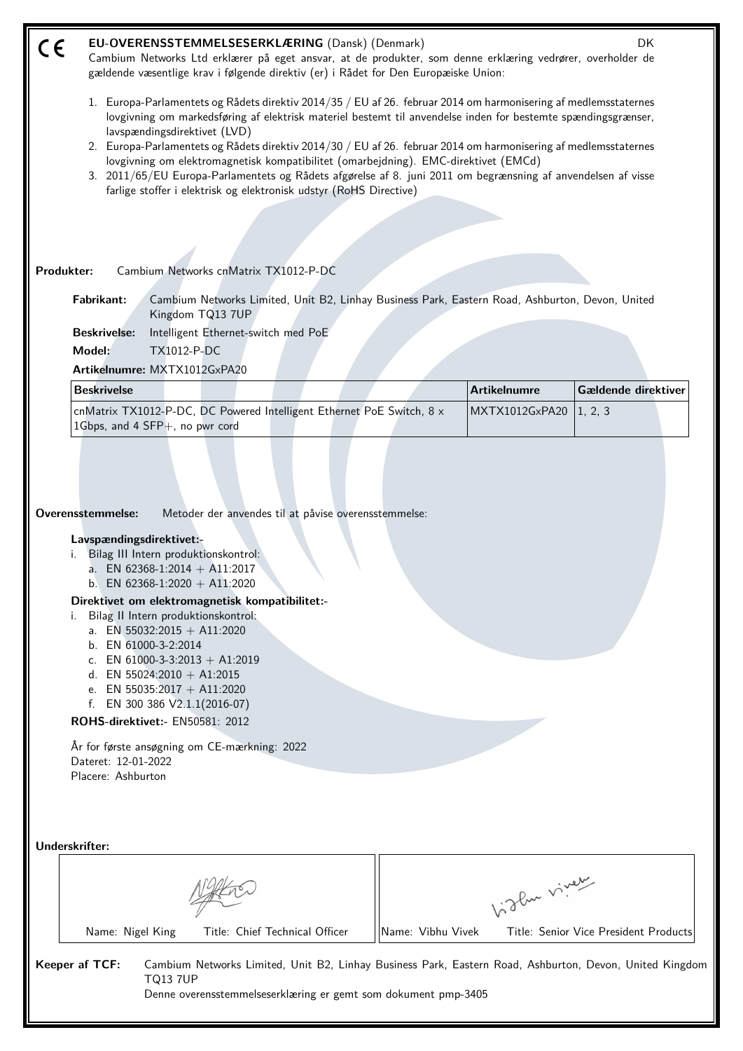# EU-OVERENSSTEMMELSESERKLÆRING (Dansk) (Denmark) DK

Cambium Networks Ltd erklærer på eget ansvar, at de produkter, som denne erklæring vedrører, overholder de gældende væsentlige krav i følgende direktiv (er) i Rådet for Den Europæiske Union:

1. Europa-Parlamentets og Rådets direktiv 2014/35 / EU af 26. februar 2014 om harmonisering af medlemsstaternes lovgivning om markedsføring af elektrisk materiel bestemt til anvendelse inden for bestemte spændingsgrænser, lavspændingsdirektivet (LVD)
2. Europa-Parlamentets og Rådets direktiv 2014/30 / EU af 26. februar 2014 om harmonisering af medlemsstaternes lovgivning om elektromagnetisk kompatibilitet (omarbejdning). EMC-direktivet (EMCd)
3. 2011/65/EU Europa-Parlamentets og Rådets afgørelse af 8. juni 2011 om begrænsning af anvendelsen af visse farlige stoffer i elektrisk og elektronisk udstyr (RoHS Directive)

**Produkter:** Cambium Networks cnMatrix TX1012-P-DC

**Fabrikant:** Cambium Networks Limited, Unit B2, Linhay Business Park, Eastern Road, Ashburton, Devon, United Kingdom TQ13 7UP

**Beskrivelse:** Intelligent Ethernet-switch med PoE

**Model:** TX1012-P-DC

**Artikelnumre:** MXTX1012GxPA20

| Beskrivelse | Artikelnumre | Gældende direktiver |
|---|---|---|
| cnMatrix TX1012-P-DC, DC Powered Intelligent Ethernet PoE Switch, 8 x 1Gbps, and 4 SFP+, no pwr cord | MXTX1012GxPA20 | 1, 2, 3 |

**Overensstemmelse:** Metoder der anvendes til at påvise overensstemmelse:

**Lavspændingsdirektivet:-**

i. Bilag III Intern produktionskontrol:
   a. EN 62368-1:2014 + A11:2017
   b. EN 62368-1:2020 + A11:2020

**Direktivet om elektromagnetisk kompatibilitet:-**

i. Bilag II Intern produktionskontrol:
   a. EN 55032:2015 + A11:2020
   b. EN 61000-3-2:2014
   c. EN 61000-3-3:2013 + A1:2019
   d. EN 55024:2010 + A1:2015
   e. EN 55035:2017 + A11:2020
   f. EN 300 386 V2.1.1(2016-07)

**ROHS-direktivet:-** EN50581: 2012

År for første ansøgning om CE-mærkning: 2022
Dateret: 12-01-2022
Placere: Ashburton

**Underskrifter:**

| Name: Nigel King | Title: Chief Technical Officer | Name: Vibhu Vivek | Title: Senior Vice President Products |
|---|---|---|---|

**Keeper af TCF:** Cambium Networks Limited, Unit B2, Linhay Business Park, Eastern Road, Ashburton, Devon, United Kingdom TQ13 7UP
Denne overensstemmelseserklæring er gemt som dokument pmp-3405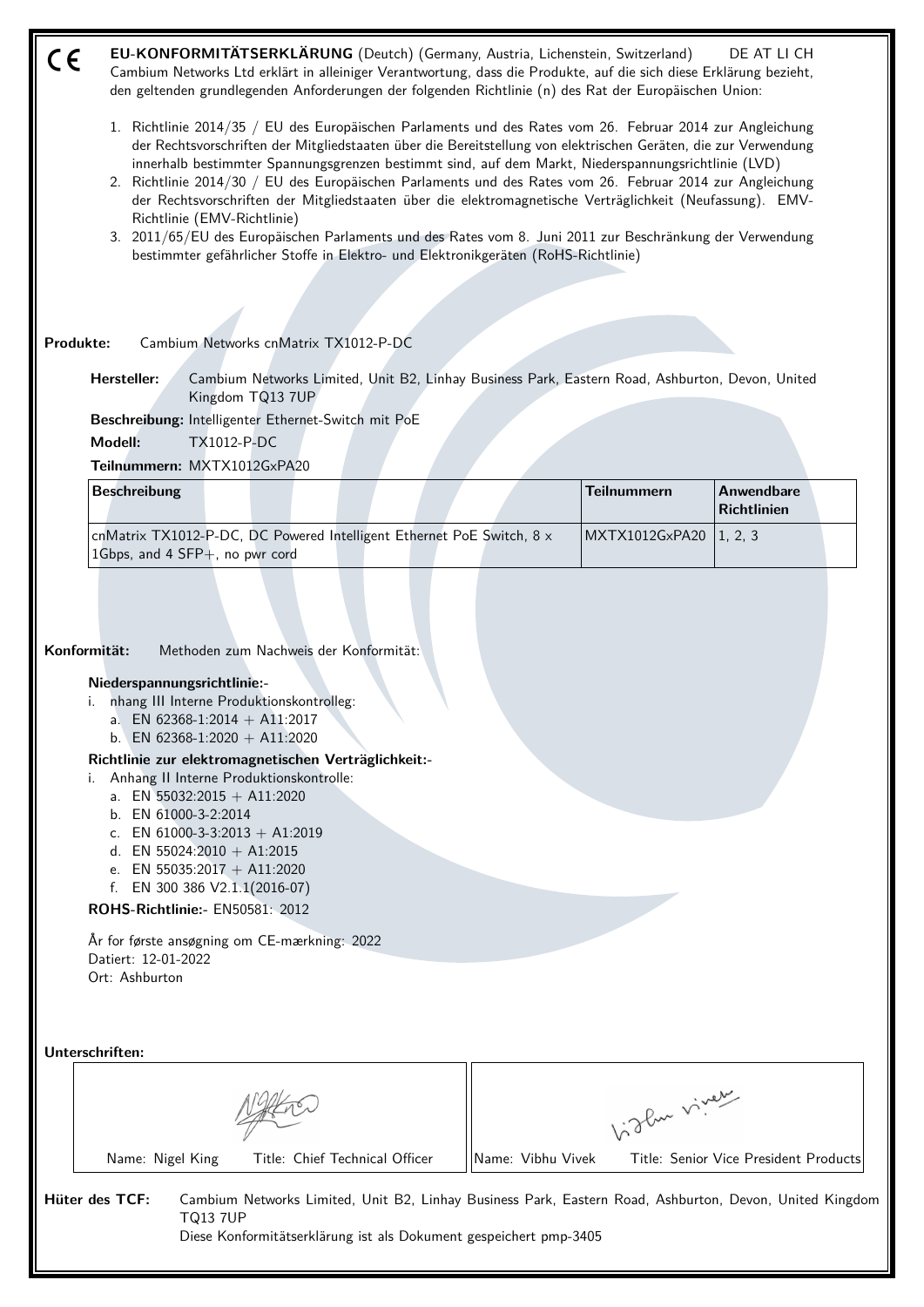CE **EU-KONFORMITÄTSERKLÄRUNG** (Deutch) (Germany, Austria, Lichenstein, Switzerland) DE AT LI CH

Cambium Networks Ltd erklärt in alleiniger Verantwortung, dass die Produkte, auf die sich diese Erklärung bezieht, den geltenden grundlegenden Anforderungen der folgenden Richtlinie (n) des Rat der Europäischen Union:

1. Richtlinie 2014/35 / EU des Europäischen Parlaments und des Rates vom 26. Februar 2014 zur Angleichung der Rechtsvorschriften der Mitgliedstaaten über die Bereitstellung von elektrischen Geräten, die zur Verwendung innerhalb bestimmter Spannungsgrenzen bestimmt sind, auf dem Markt, Niederspannungsrichtlinie (LVD)
2. Richtlinie 2014/30 / EU des Europäischen Parlaments und des Rates vom 26. Februar 2014 zur Angleichung der Rechtsvorschriften der Mitgliedstaaten über die elektromagnetische Verträglichkeit (Neufassung). EMV-Richtlinie (EMV-Richtlinie)
3. 2011/65/EU des Europäischen Parlaments und des Rates vom 8. Juni 2011 zur Beschränkung der Verwendung bestimmter gefährlicher Stoffe in Elektro- und Elektronikgeräten (RoHS-Richtlinie)

**Produkte:** Cambium Networks cnMatrix TX1012-P-DC

**Hersteller:** Cambium Networks Limited, Unit B2, Linhay Business Park, Eastern Road, Ashburton, Devon, United Kingdom TQ13 7UP

**Beschreibung:** Intelligenter Ethernet-Switch mit PoE

**Modell:** TX1012-P-DC

**Teilnummern:** MXTX1012GxPA20

| Beschreibung | Teilnummern | Anwendbare Richtlinien |
|---|---|---|
| cnMatrix TX1012-P-DC, DC Powered Intelligent Ethernet PoE Switch, 8 x 1Gbps, and 4 SFP+, no pwr cord | MXTX1012GxPA20 | 1, 2, 3 |

**Konformität:** Methoden zum Nachweis der Konformität:

**Niederspannungsrichtlinie:-**

i. nhang III Interne Produktionskontrolleg:
   a. EN 62368-1:2014 + A11:2017
   b. EN 62368-1:2020 + A11:2020

**Richtlinie zur elektromagnetischen Verträglichkeit:-**

i. Anhang II Interne Produktionskontrolle:
   a. EN 55032:2015 + A11:2020
   b. EN 61000-3-2:2014
   c. EN 61000-3-3:2013 + A1:2019
   d. EN 55024:2010 + A1:2015
   e. EN 55035:2017 + A11:2020
   f. EN 300 386 V2.1.1(2016-07)

**ROHS-Richtlinie:-** EN50581: 2012

År for første ansøgning om CE-mærkning: 2022
Datiert: 12-01-2022
Ort: Ashburton

**Unterschriften:**

| Name: Nigel King Title: Chief Technical Officer | Name: Vibhu Vivek Title: Senior Vice President Products |
|---|---|

**Hüter des TCF:** Cambium Networks Limited, Unit B2, Linhay Business Park, Eastern Road, Ashburton, Devon, United Kingdom TQ13 7UP
Diese Konformitätserklärung ist als Dokument gespeichert pmp-3405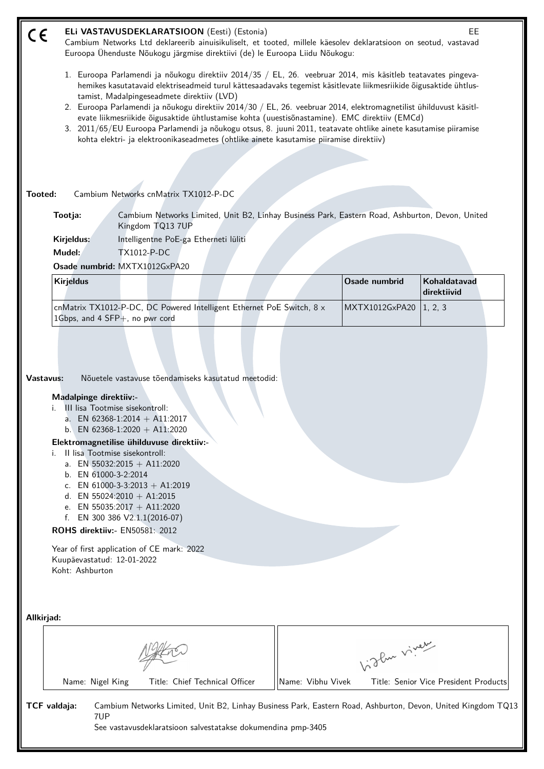CE

# ELi VASTAVUSDEKLARATSIOON (Eesti) (Estonia)

EE

Cambium Networks Ltd deklareerib ainuisikuliselt, et tooted, millele käesolev deklaratsioon on seotud, vastavad Euroopa Ühenduste Nõukogu järgmise direktiivi (de) le Euroopa Liidu Nõukogu:

1. Euroopa Parlamendi ja nõukogu direktiiv 2014/35 / EL, 26. veebruar 2014, mis käsitleb teatavates pingevahemikes kasutatavaid elektriseadmeid turul kättesaadavaks tegemist käsitlevate liikmesriikide õigusaktide ühtlustamist, Madalpingeseadmete direktiiv (LVD)
2. Euroopa Parlamendi ja nõukogu direktiiv 2014/30 / EL, 26. veebruar 2014, elektromagnetilist ühilduvust käsitlevate liikmesriikide õigusaktide ühtlustamise kohta (uuestisõnastamine). EMC direktiiv (EMCd)
3. 2011/65/EU Euroopa Parlamendi ja nõukogu otsus, 8. juuni 2011, teatavate ohtlike ainete kasutamise piiramise kohta elektri- ja elektroonikaseadmetes (ohtlike ainete kasutamise piiramise direktiiv)

**Tooted:** Cambium Networks cnMatrix TX1012-P-DC

**Tootja:** Cambium Networks Limited, Unit B2, Linhay Business Park, Eastern Road, Ashburton, Devon, United Kingdom TQ13 7UP

**Kirjeldus:** Intelligentne PoE-ga Etherneti lüliti

**Mudel:** TX1012-P-DC

**Osade numbrid:** MXTX1012GxPA20

| Kirjeldus | Osade numbrid | Kohaldatavad direktiivid |
|---|---|---|
| cnMatrix TX1012-P-DC, DC Powered Intelligent Ethernet PoE Switch, 8 x 1Gbps, and 4 SFP+, no pwr cord | MXTX1012GxPA20 | 1, 2, 3 |

**Vastavus:** Nõuetele vastavuse tõendamiseks kasutatud meetodid:

**Madalpinge direktiiv:-**

i. III lisa Tootmise sisekontroll:
   a. EN 62368-1:2014 + A11:2017
   b. EN 62368-1:2020 + A11:2020

**Elektromagnetilise ühilduvuse direktiiv:-**

i. II lisa Tootmise sisekontroll:
   a. EN 55032:2015 + A11:2020
   b. EN 61000-3-2:2014
   c. EN 61000-3-3:2013 + A1:2019
   d. EN 55024:2010 + A1:2015
   e. EN 55035:2017 + A11:2020
   f. EN 300 386 V2.1.1(2016-07)

**ROHS direktiiv:-** EN50581: 2012

Year of first application of CE mark: 2022
Kuupäevastatud: 12-01-2022
Koht: Ashburton

**Allkirjad:**

| Name: Nigel King | Title: Chief Technical Officer | Name: Vibhu Vivek | Title: Senior Vice President Products |
|---|---|---|---|

**TCF valdaja:** Cambium Networks Limited, Unit B2, Linhay Business Park, Eastern Road, Ashburton, Devon, United Kingdom TQ13 7UP
See vastavusdeklaratsioon salvestatakse dokumendina pmp-3405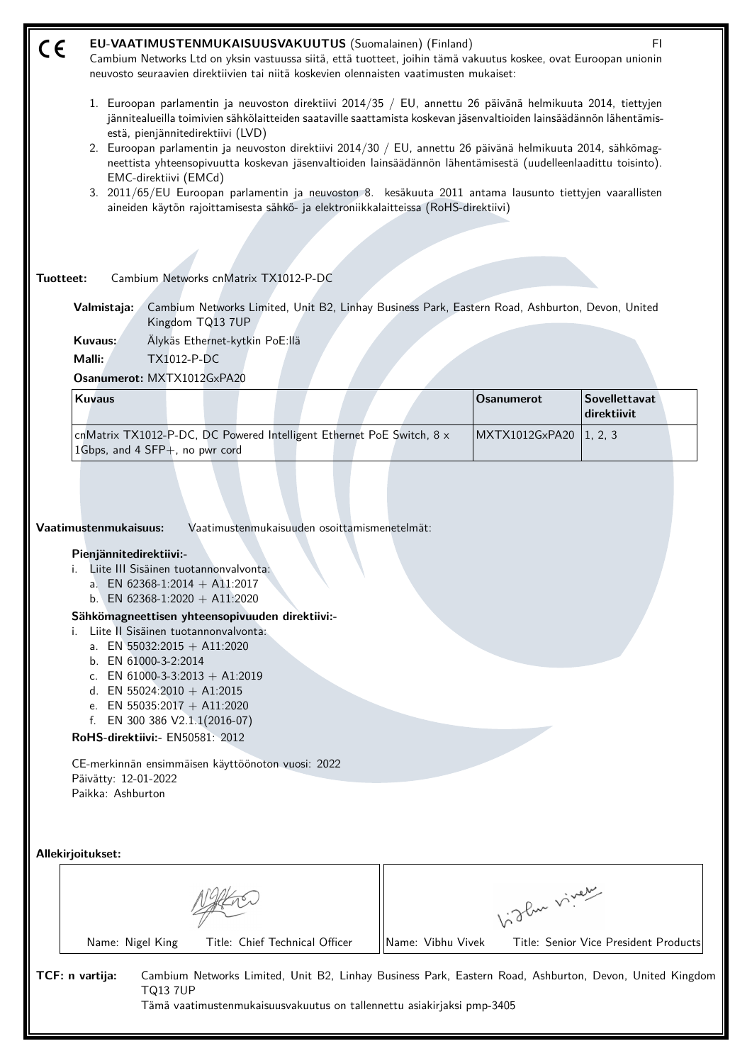CE **EU-VAATIMUSTENMUKAISUUSVAKUUTUS** (Suomalainen) (Finland) FI

Cambium Networks Ltd on yksin vastuussa siitä, että tuotteet, joihin tämä vakuutus koskee, ovat Euroopan unionin neuvosto seuraavien direktiivien tai niitä koskevien olennaisten vaatimusten mukaiset:

1. Euroopan parlamentin ja neuvoston direktiivi 2014/35 / EU, annettu 26 päivänä helmikuuta 2014, tiettyjen jännitealueilla toimivien sähkölaitteiden saataville saattamista koskevan jäsenvaltioiden lainsäädännön lähentämisestä, pienjännitedirektiivi (LVD)
2. Euroopan parlamentin ja neuvoston direktiivi 2014/30 / EU, annettu 26 päivänä helmikuuta 2014, sähkömagneettista yhteensopivuutta koskevan jäsenvaltioiden lainsäädännön lähentämisestä (uudelleenlaadittu toisinto). EMC-direktiivi (EMCd)
3. 2011/65/EU Euroopan parlamentin ja neuvoston 8. kesäkuuta 2011 antama lausunto tiettyjen vaarallisten aineiden käytön rajoittamisesta sähkö- ja elektroniikkalaitteissa (RoHS-direktiivi)

**Tuotteet:** Cambium Networks cnMatrix TX1012-P-DC

**Valmistaja:** Cambium Networks Limited, Unit B2, Linhay Business Park, Eastern Road, Ashburton, Devon, United Kingdom TQ13 7UP

**Kuvaus:** Älykäs Ethernet-kytkin PoE:llä

**Malli:** TX1012-P-DC

**Osanumerot:** MXTX1012GxPA20

| Kuvaus | Osanumerot | Sovellettavat direktiivit |
|---|---|---|
| cnMatrix TX1012-P-DC, DC Powered Intelligent Ethernet PoE Switch, 8 x 1Gbps, and 4 SFP+, no pwr cord | MXTX1012GxPA20 | 1, 2, 3 |

**Vaatimustenmukaisuus:** Vaatimustenmukaisuuden osoittamismenetelmät:

**Pienjännitedirektiivi:-**

i. Liite III Sisäinen tuotannonvalvonta:
   a. EN 62368-1:2014 + A11:2017
   b. EN 62368-1:2020 + A11:2020

**Sähkömagneettisen yhteensopivuuden direktiivi:-**

i. Liite II Sisäinen tuotannonvalvonta:
   a. EN 55032:2015 + A11:2020
   b. EN 61000-3-2:2014
   c. EN 61000-3-3:2013 + A1:2019
   d. EN 55024:2010 + A1:2015
   e. EN 55035:2017 + A11:2020
   f. EN 300 386 V2.1.1(2016-07)

**RoHS-direktiivi:-** EN50581: 2012

CE-merkinnän ensimmäisen käyttöönoton vuosi: 2022
Päivätty: 12-01-2022
Paikka: Ashburton

**Allekirjoitukset:**

| Name: Nigel King Title: Chief Technical Officer | Name: Vibhu Vivek Title: Senior Vice President Products |
|---|---|

**TCF: n vartija:** Cambium Networks Limited, Unit B2, Linhay Business Park, Eastern Road, Ashburton, Devon, United Kingdom TQ13 7UP

Tämä vaatimustenmukaisuusvakuutus on tallennettu asiakirjaksi pmp-3405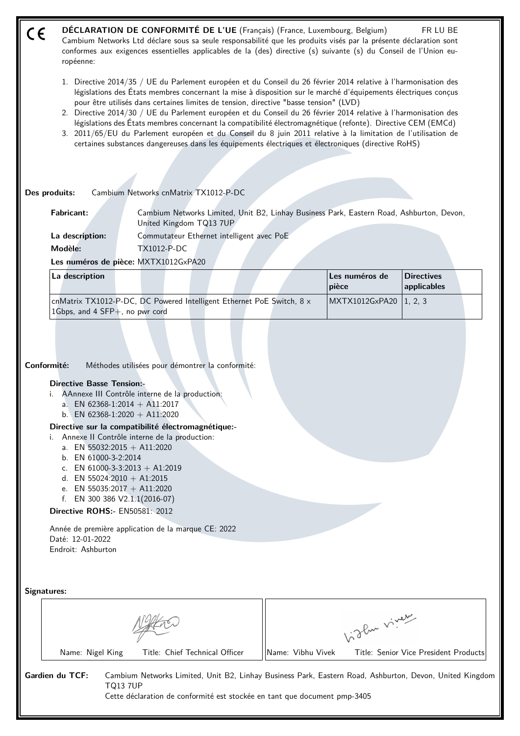CE **DÉCLARATION DE CONFORMITÉ DE L'UE** (Français) (France, Luxembourg, Belgium) FR LU BE

Cambium Networks Ltd déclare sous sa seule responsabilité que les produits visés par la présente déclaration sont conformes aux exigences essentielles applicables de la (des) directive (s) suivante (s) du Conseil de l'Union européenne:

1. Directive 2014/35 / UE du Parlement européen et du Conseil du 26 février 2014 relative à l'harmonisation des législations des États membres concernant la mise à disposition sur le marché d'équipements électriques conçus pour être utilisés dans certaines limites de tension, directive "basse tension" (LVD)
2. Directive 2014/30 / UE du Parlement européen et du Conseil du 26 février 2014 relative à l'harmonisation des législations des États membres concernant la compatibilité électromagnétique (refonte). Directive CEM (EMCd)
3. 2011/65/EU du Parlement européen et du Conseil du 8 juin 2011 relative à la limitation de l'utilisation de certaines substances dangereuses dans les équipements électriques et électroniques (directive RoHS)

**Des produits:** Cambium Networks cnMatrix TX1012-P-DC

**Fabricant:** Cambium Networks Limited, Unit B2, Linhay Business Park, Eastern Road, Ashburton, Devon, United Kingdom TQ13 7UP

**La description:** Commutateur Ethernet intelligent avec PoE

**Modèle:** TX1012-P-DC

**Les numéros de pièce:** MXTX1012GxPA20

| La description | Les numéros de pièce | Directives applicables |
|---|---|---|
| cnMatrix TX1012-P-DC, DC Powered Intelligent Ethernet PoE Switch, 8 x 1Gbps, and 4 SFP+, no pwr cord | MXTX1012GxPA20 | 1, 2, 3 |

**Conformité:** Méthodes utilisées pour démontrer la conformité:

**Directive Basse Tension:-**

i. AAnnexe III Contrôle interne de la production:
   a. EN 62368-1:2014 + A11:2017
   b. EN 62368-1:2020 + A11:2020

**Directive sur la compatibilité électromagnétique:-**

i. Annexe II Contrôle interne de la production:
   a. EN 55032:2015 + A11:2020
   b. EN 61000-3-2:2014
   c. EN 61000-3-3:2013 + A1:2019
   d. EN 55024:2010 + A1:2015
   e. EN 55035:2017 + A11:2020
   f. EN 300 386 V2.1.1(2016-07)

**Directive ROHS:-** EN50581: 2012

Année de première application de la marque CE: 2022
Daté: 12-01-2022
Endroit: Ashburton

**Signatures:**

| Name: Nigel King Title: Chief Technical Officer | Name: Vibhu Vivek Title: Senior Vice President Products |
|---|---|

**Gardien du TCF:** Cambium Networks Limited, Unit B2, Linhay Business Park, Eastern Road, Ashburton, Devon, United Kingdom TQ13 7UP
Cette déclaration de conformité est stockée en tant que document pmp-3405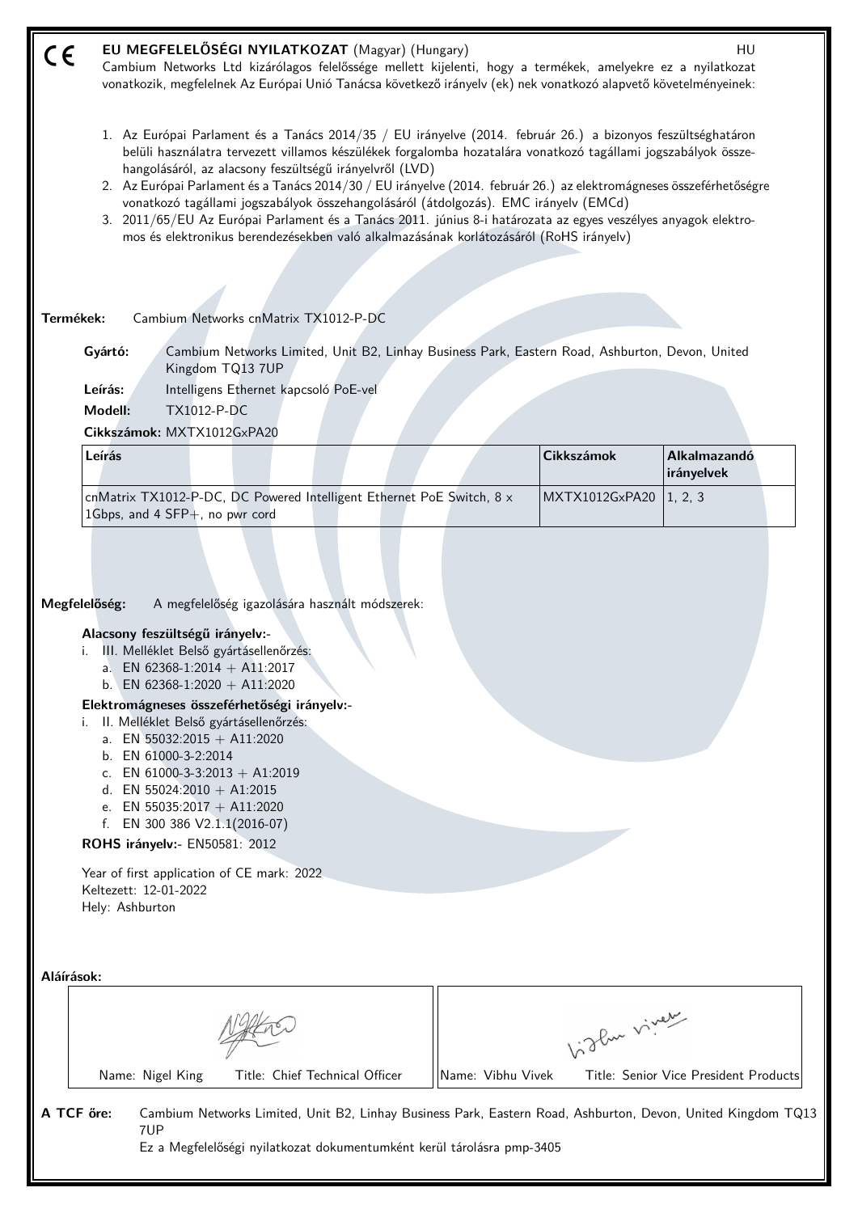# EU MEGFELELŐSÉGI NYILATKOZAT (Magyar) (Hungary)

HU

Cambium Networks Ltd kizárólagos felelőssége mellett kijelenti, hogy a termékek, amelyekre ez a nyilatkozat vonatkozik, megfelelnek Az Európai Unió Tanácsa következő irányelv (ek) nek vonatkozó alapvető követelményeinek:

1. Az Európai Parlament és a Tanács 2014/35 / EU irányelve (2014. február 26.) a bizonyos feszültséghatáron belüli használatra tervezett villamos készülékek forgalomba hozatalára vonatkozó tagállami jogszabályok összehangolásáról, az alacsony feszültségű irányelvről (LVD)
2. Az Európai Parlament és a Tanács 2014/30 / EU irányelve (2014. február 26.) az elektromágneses összeférhetőségre vonatkozó tagállami jogszabályok összehangolásáról (átdolgozás). EMC irányelv (EMCd)
3. 2011/65/EU Az Európai Parlament és a Tanács 2011. június 8-i határozata az egyes veszélyes anyagok elektromos és elektronikus berendezésekben való alkalmazásának korlátozásáról (RoHS irányelv)

**Termékek:** Cambium Networks cnMatrix TX1012-P-DC

**Gyártó:** Cambium Networks Limited, Unit B2, Linhay Business Park, Eastern Road, Ashburton, Devon, United Kingdom TQ13 7UP

**Leírás:** Intelligens Ethernet kapcsoló PoE-vel

**Modell:** TX1012-P-DC

**Cikkszámok:** MXTX1012GxPA20

| Leírás | Cikkszámok | Alkalmazandó irányelvek |
|---|---|---|
| cnMatrix TX1012-P-DC, DC Powered Intelligent Ethernet PoE Switch, 8 x 1Gbps, and 4 SFP+, no pwr cord | MXTX1012GxPA20 | 1, 2, 3 |

**Megfelelőség:** A megfelelőség igazolására használt módszerek:

**Alacsony feszültségű irányelv:-**

i. III. Melléklet Belső gyártásellenőrzés:
   a. EN 62368-1:2014 + A11:2017
   b. EN 62368-1:2020 + A11:2020

**Elektromágneses összeférhetőségi irányelv:-**

i. II. Melléklet Belső gyártásellenőrzés:
   a. EN 55032:2015 + A11:2020
   b. EN 61000-3-2:2014
   c. EN 61000-3-3:2013 + A1:2019
   d. EN 55024:2010 + A1:2015
   e. EN 55035:2017 + A11:2020
   f. EN 300 386 V2.1.1(2016-07)

**ROHS irányelv:-** EN50581: 2012

Year of first application of CE mark: 2022
Keltezett: 12-01-2022
Hely: Ashburton

**Aláírások:**

| Name: Nigel King | Title: Chief Technical Officer | Name: Vibhu Vivek | Title: Senior Vice President Products |
|---|---|---|---|

**A TCF őre:** Cambium Networks Limited, Unit B2, Linhay Business Park, Eastern Road, Ashburton, Devon, United Kingdom TQ13 7UP

Ez a Megfelelőségi nyilatkozat dokumentumként kerül tárolásra pmp-3405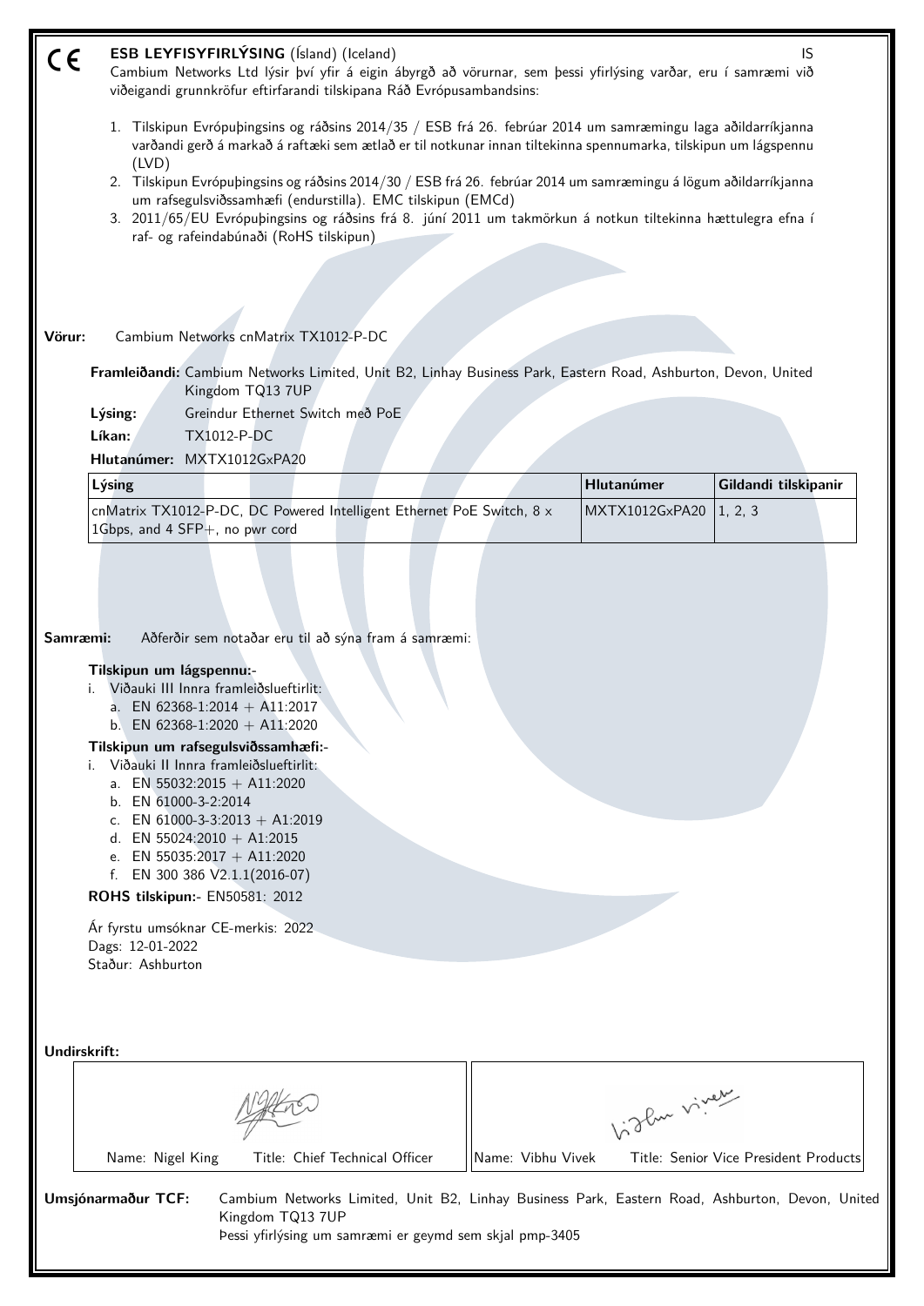CE **ESB LEYFISYFIRLÝSING** (Ísland) (Iceland) IS

Cambium Networks Ltd lýsir því yfir á eigin ábyrgð að vörurnar, sem þessi yfirlýsing varðar, eru í samræmi við viðeigandi grunnkröfur eftirfarandi tilskipana Ráð Evrópusambandsins:

1. Tilskipun Evrópuþingsins og ráðsins 2014/35 / ESB frá 26. febrúar 2014 um samræmingu laga aðildarríkjanna varðandi gerð á markað á raftæki sem ætlað er til notkunar innan tiltekinna spennumarka, tilskipun um lágspennu (LVD)
2. Tilskipun Evrópuþingsins og ráðsins 2014/30 / ESB frá 26. febrúar 2014 um samræmingu á lögum aðildarríkjanna um rafsegulsviðssamhæfi (endurstilla). EMC tilskipun (EMCd)
3. 2011/65/EU Evrópuþingsins og ráðsins frá 8. júní 2011 um takmörkun á notkun tiltekinna hættulegra efna í raf- og rafeindabúnaði (RoHS tilskipun)

**Vörur:** Cambium Networks cnMatrix TX1012-P-DC

**Framleiðandi:** Cambium Networks Limited, Unit B2, Linhay Business Park, Eastern Road, Ashburton, Devon, United Kingdom TQ13 7UP

**Lýsing:** Greindur Ethernet Switch með PoE

**Líkan:** TX1012-P-DC

**Hlutanúmer:** MXTX1012GxPA20

| Lýsing | Hlutanúmer | Gildandi tilskipanir |
|---|---|---|
| cnMatrix TX1012-P-DC, DC Powered Intelligent Ethernet PoE Switch, 8 x 1Gbps, and 4 SFP+, no pwr cord | MXTX1012GxPA20 | 1, 2, 3 |

**Samræmi:** Aðferðir sem notaðar eru til að sýna fram á samræmi:

**Tilskipun um lágspennu:-**

i. Viðauki III Innra framleiðslueftirlit:
   a. EN 62368-1:2014 + A11:2017
   b. EN 62368-1:2020 + A11:2020

**Tilskipun um rafsegulsviðssamhæfi:-**

i. Viðauki II Innra framleiðslueftirlit:
   a. EN 55032:2015 + A11:2020
   b. EN 61000-3-2:2014
   c. EN 61000-3-3:2013 + A1:2019
   d. EN 55024:2010 + A1:2015
   e. EN 55035:2017 + A11:2020
   f. EN 300 386 V2.1.1(2016-07)

**ROHS tilskipun:-** EN50581: 2012

Ár fyrstu umsóknar CE-merkis: 2022
Dags: 12-01-2022
Staður: Ashburton

**Undirskrift:**

| Name: Nigel King Title: Chief Technical Officer | Name: Vibhu Vivek Title: Senior Vice President Products |
|---|---|

**Umsjónarmaður TCF:** Cambium Networks Limited, Unit B2, Linhay Business Park, Eastern Road, Ashburton, Devon, United Kingdom TQ13 7UP
Þessi yfirlýsing um samræmi er geymd sem skjal pmp-3405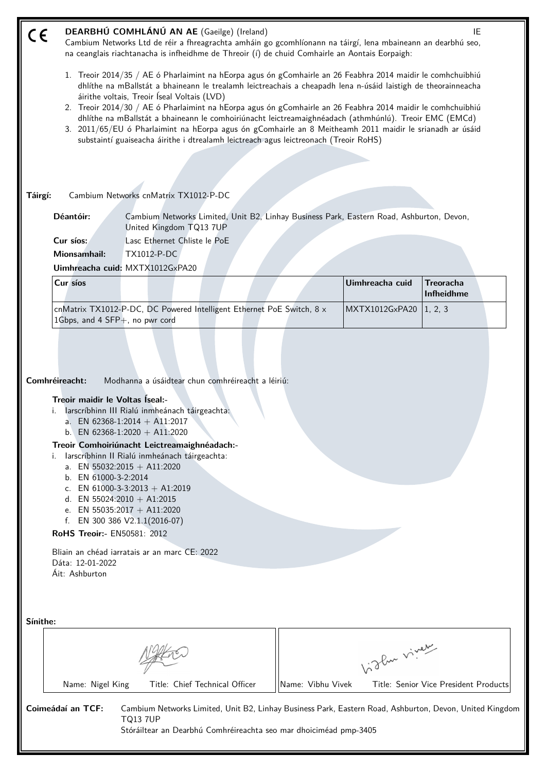# DEARBHÚ COMHLÁNÚ AN AE (Gaeilge) (Ireland)

IE

Cambium Networks Ltd de réir a fhreagrachta amháin go gcomhlíonann na táirgí, lena mbaineann an dearbhú seo, na ceanglais riachtanacha is infheidhme de Threoir (í) de chuid Comhairle an Aontais Eorpaigh:

1. Treoir 2014/35 / AE ó Pharlaimint na hEorpa agus ón gComhairle an 26 Feabhra 2014 maidir le comhchuibhiú dhlíthe na mBallstát a bhaineann le trealamh leictreachais a cheapadh lena n-úsáid laistigh de theorainneacha áirithe voltais, Treoir Íseal Voltais (LVD)
2. Treoir 2014/30 / AE ó Pharlaimint na hEorpa agus ón gComhairle an 26 Feabhra 2014 maidir le comhchuibhiú dhlíthe na mBallstát a bhaineann le comhoiriúnacht leictreamaighnéadach (athmhúnlú). Treoir EMC (EMCd)
3. 2011/65/EU ó Pharlaimint na hEorpa agus ón gComhairle an 8 Meitheamh 2011 maidir le srianadh ar úsáid substaintí guaiseacha áirithe i dtrealamh leictreach agus leictreonach (Treoir RoHS)

**Táirgí:** Cambium Networks cnMatrix TX1012-P-DC

**Déantóir:** Cambium Networks Limited, Unit B2, Linhay Business Park, Eastern Road, Ashburton, Devon, United Kingdom TQ13 7UP

**Cur síos:** Lasc Ethernet Chliste le PoE

**Mionsamhail:** TX1012-P-DC

**Uimhreacha cuid:** MXTX1012GxPA20

| Cur síos | Uimhreacha cuid | Treoracha Infheidhme |
|---|---|---|
| cnMatrix TX1012-P-DC, DC Powered Intelligent Ethernet PoE Switch, 8 x 1Gbps, and 4 SFP+, no pwr cord | MXTX1012GxPA20 | 1, 2, 3 |

**Comhréireacht:** Modhanna a úsáidtear chun comhréireacht a léiriú:

**Treoir maidir le Voltas Íseal:-**

i. Iarscríbhinn III Rialú inmheánach táirgeachta:
   a. EN 62368-1:2014 + A11:2017
   b. EN 62368-1:2020 + A11:2020

**Treoir Comhoiriúnacht Leictreamaighnéadach:-**

i. Iarscríbhinn II Rialú inmheánach táirgeachta:
   a. EN 55032:2015 + A11:2020
   b. EN 61000-3-2:2014
   c. EN 61000-3-3:2013 + A1:2019
   d. EN 55024:2010 + A1:2015
   e. EN 55035:2017 + A11:2020
   f. EN 300 386 V2.1.1(2016-07)

**RoHS Treoir:-** EN50581: 2012

Bliain an chéad iarratais ar an marc CE: 2022
Dáta: 12-01-2022
Áit: Ashburton

**Sínithe:**

| Name: Nigel King Title: Chief Technical Officer | Name: Vibhu Vivek Title: Senior Vice President Products |
|---|---|

**Coimeádaí an TCF:** Cambium Networks Limited, Unit B2, Linhay Business Park, Eastern Road, Ashburton, Devon, United Kingdom TQ13 7UP
Stóráiltear an Dearbhú Comhréireachta seo mar dhoiciméad pmp-3405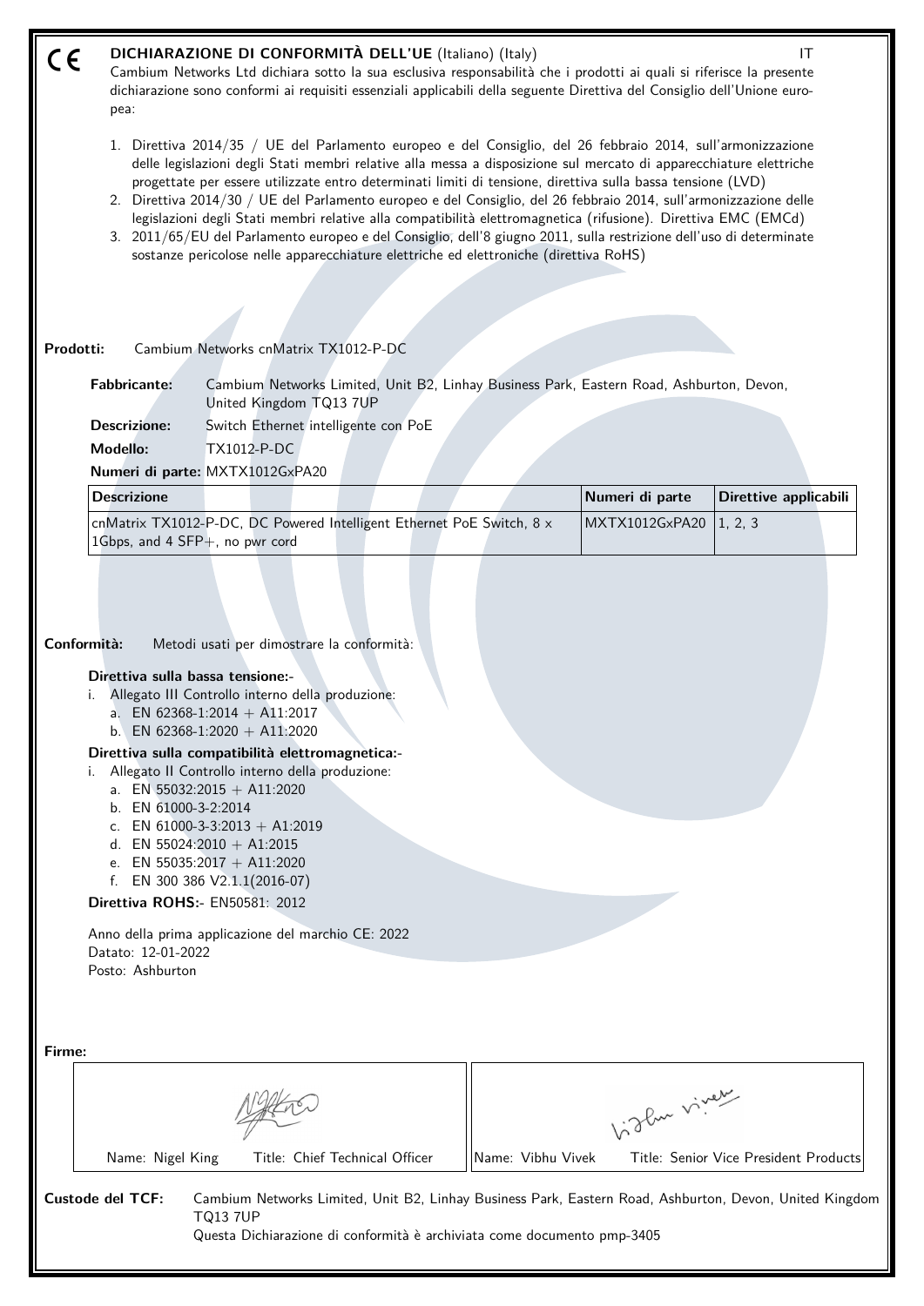CE **DICHIARAZIONE DI CONFORMITÀ DELL'UE** (Italiano) (Italy) IT

Cambium Networks Ltd dichiara sotto la sua esclusiva responsabilità che i prodotti ai quali si riferisce la presente dichiarazione sono conformi ai requisiti essenziali applicabili della seguente Direttiva del Consiglio dell'Unione europea:

1. Direttiva 2014/35 / UE del Parlamento europeo e del Consiglio, del 26 febbraio 2014, sull'armonizzazione delle legislazioni degli Stati membri relative alla messa a disposizione sul mercato di apparecchiature elettriche progettate per essere utilizzate entro determinati limiti di tensione, direttiva sulla bassa tensione (LVD)
2. Direttiva 2014/30 / UE del Parlamento europeo e del Consiglio, del 26 febbraio 2014, sull'armonizzazione delle legislazioni degli Stati membri relative alla compatibilità elettromagnetica (rifusione). Direttiva EMC (EMCd)
3. 2011/65/EU del Parlamento europeo e del Consiglio, dell'8 giugno 2011, sulla restrizione dell'uso di determinate sostanze pericolose nelle apparecchiature elettriche ed elettroniche (direttiva RoHS)

**Prodotti:** Cambium Networks cnMatrix TX1012-P-DC

**Fabbricante:** Cambium Networks Limited, Unit B2, Linhay Business Park, Eastern Road, Ashburton, Devon, United Kingdom TQ13 7UP

**Descrizione:** Switch Ethernet intelligente con PoE

**Modello:** TX1012-P-DC

**Numeri di parte:** MXTX1012GxPA20

| Descrizione | Numeri di parte | Direttive applicabili |
|---|---|---|
| cnMatrix TX1012-P-DC, DC Powered Intelligent Ethernet PoE Switch, 8 x 1Gbps, and 4 SFP+, no pwr cord | MXTX1012GxPA20 | 1, 2, 3 |

**Conformità:** Metodi usati per dimostrare la conformità:

**Direttiva sulla bassa tensione:-**

i. Allegato III Controllo interno della produzione:
   a. EN 62368-1:2014 + A11:2017
   b. EN 62368-1:2020 + A11:2020

**Direttiva sulla compatibilità elettromagnetica:-**

i. Allegato II Controllo interno della produzione:
   a. EN 55032:2015 + A11:2020
   b. EN 61000-3-2:2014
   c. EN 61000-3-3:2013 + A1:2019
   d. EN 55024:2010 + A1:2015
   e. EN 55035:2017 + A11:2020
   f. EN 300 386 V2.1.1(2016-07)

**Direttiva ROHS:-** EN50581: 2012

Anno della prima applicazione del marchio CE: 2022
Datato: 12-01-2022
Posto: Ashburton

**Firme:**

| Name: Nigel King Title: Chief Technical Officer | Name: Vibhu Vivek Title: Senior Vice President Products |
|---|---|

**Custode del TCF:** Cambium Networks Limited, Unit B2, Linhay Business Park, Eastern Road, Ashburton, Devon, United Kingdom TQ13 7UP
Questa Dichiarazione di conformità è archiviata come documento pmp-3405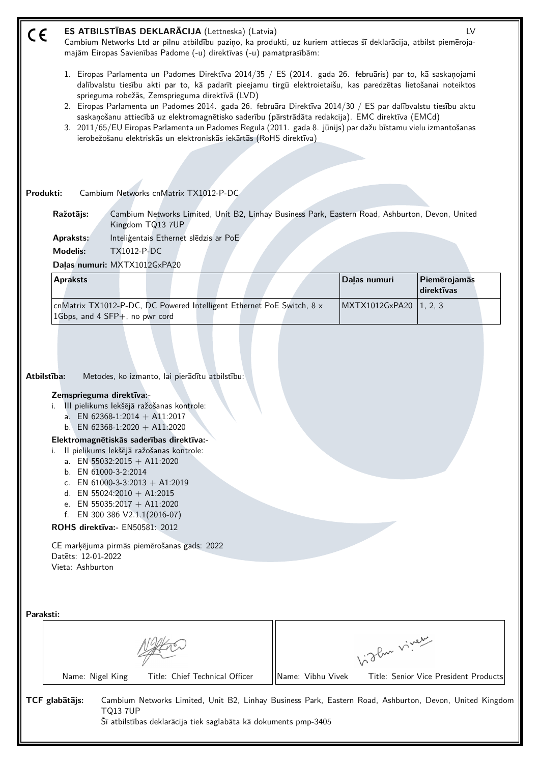CE **ES ATBILSTĪBAS DEKLARĀCIJA** (Lettneska) (Latvia) LV

Cambium Networks Ltd ar pilnu atbildību paziņo, ka produkti, uz kuriem attiecas šī deklarācija, atbilst piemērojamajām Eiropas Savienības Padome (-u) direktīvas (-u) pamatprasībām:

1. Eiropas Parlamenta un Padomes Direktīva 2014/35 / ES (2014. gada 26. februāris) par to, kā saskaņojami dalībvalstu tiesību akti par to, kā padarīt pieejamu tirgū elektroietaišu, kas paredzētas lietošanai noteiktos sprieguma robežās, Zemsprieguma direktīvā (LVD)
2. Eiropas Parlamenta un Padomes 2014. gada 26. februāra Direktīva 2014/30 / ES par dalībvalstu tiesību aktu saskaņošanu attiecībā uz elektromagnētisko saderību (pārstrādāta redakcija). EMC direktīva (EMCd)
3. 2011/65/EU Eiropas Parlamenta un Padomes Regula (2011. gada 8. jūnijs) par dažu bīstamu vielu izmantošanas ierobežošanu elektriskās un elektroniskās iekārtās (RoHS direktīva)

**Produkti:** Cambium Networks cnMatrix TX1012-P-DC

**Ražotājs:** Cambium Networks Limited, Unit B2, Linhay Business Park, Eastern Road, Ashburton, Devon, United Kingdom TQ13 7UP

**Apraksts:** Inteliģentais Ethernet slēdzis ar PoE

**Modelis:** TX1012-P-DC

**Daļas numuri:** MXTX1012GxPA20

| Apraksts | Daļas numuri | Piemērojamās direktīvas |
|---|---|---|
| cnMatrix TX1012-P-DC, DC Powered Intelligent Ethernet PoE Switch, 8 x 1Gbps, and 4 SFP+, no pwr cord | MXTX1012GxPA20 | 1, 2, 3 |

**Atbilstība:** Metodes, ko izmanto, lai pierādītu atbilstību:

**Zemsprieguma direktīva:-**

i. III pielikums Iekšējā ražošanas kontrole:
   a. EN 62368-1:2014 + A11:2017
   b. EN 62368-1:2020 + A11:2020

**Elektromagnētiskās saderības direktīva:-**

i. II pielikums Iekšējā ražošanas kontrole:
   a. EN 55032:2015 + A11:2020
   b. EN 61000-3-2:2014
   c. EN 61000-3-3:2013 + A1:2019
   d. EN 55024:2010 + A1:2015
   e. EN 55035:2017 + A11:2020
   f. EN 300 386 V2.1.1(2016-07)

**ROHS direktīva:-** EN50581: 2012

CE marķējuma pirmās piemērošanas gads: 2022
Datēts: 12-01-2022
Vieta: Ashburton

**Paraksti:**

| Name: Nigel King Title: Chief Technical Officer | Name: Vibhu Vivek Title: Senior Vice President Products |
|---|---|

**TCF glabātājs:** Cambium Networks Limited, Unit B2, Linhay Business Park, Eastern Road, Ashburton, Devon, United Kingdom TQ13 7UP
Šī atbilstības deklarācija tiek saglabāta kā dokuments pmp-3405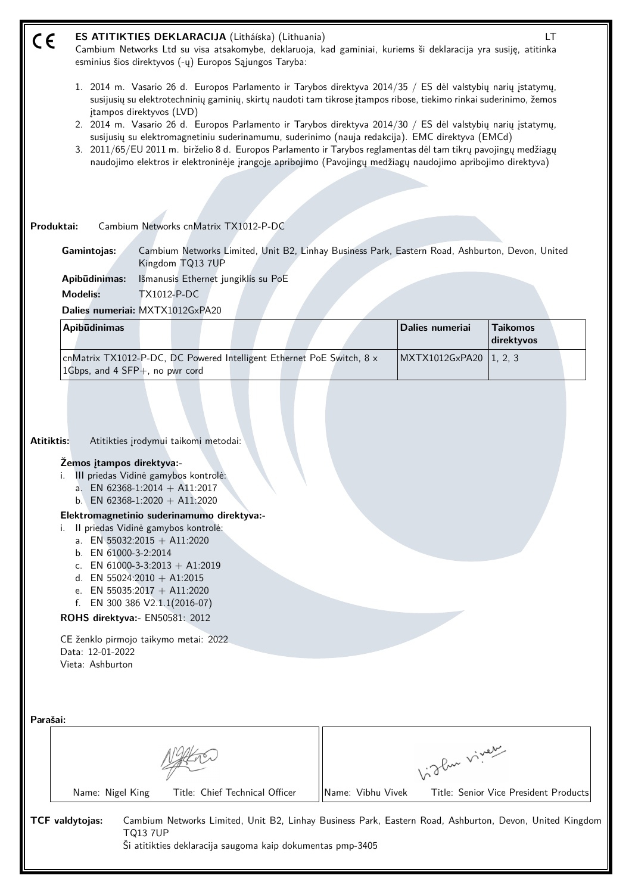CE

# ES ATITIKTIES DEKLARACIJA (Litháíska) (Lithuania)

LT

Cambium Networks Ltd su visa atsakomybe, deklaruoja, kad gaminiai, kuriems ši deklaracija yra susiję, atitinka esminius šios direktyvos (-ų) Europos Sąjungos Taryba:

1. 2014 m. Vasario 26 d. Europos Parlamento ir Tarybos direktyva 2014/35 / ES dėl valstybių narių įstatymų, susijusių su elektrotechninių gaminių, skirtų naudoti tam tikrose įtampos ribose, tiekimo rinkai suderinimo, žemos įtampos direktyvos (LVD)
2. 2014 m. Vasario 26 d. Europos Parlamento ir Tarybos direktyva 2014/30 / ES dėl valstybių narių įstatymų, susijusių su elektromagnetiniu suderinamumu, suderinimo (nauja redakcija). EMC direktyva (EMCd)
3. 2011/65/EU 2011 m. birželio 8 d. Europos Parlamento ir Tarybos reglamentas dėl tam tikrų pavojingų medžiagų naudojimo elektros ir elektroninėje įrangoje apribojimo (Pavojingų medžiagų naudojimo apribojimo direktyva)

**Produktai:** Cambium Networks cnMatrix TX1012-P-DC

**Gamintojas:** Cambium Networks Limited, Unit B2, Linhay Business Park, Eastern Road, Ashburton, Devon, United Kingdom TQ13 7UP

**Apibūdinimas:** Išmanusis Ethernet jungiklis su PoE

**Modelis:** TX1012-P-DC

**Dalies numeriai:** MXTX1012GxPA20

| Apibūdinimas | Dalies numeriai | Taikomos direktyvos |
|---|---|---|
| cnMatrix TX1012-P-DC, DC Powered Intelligent Ethernet PoE Switch, 8 x 1Gbps, and 4 SFP+, no pwr cord | MXTX1012GxPA20 | 1, 2, 3 |

**Atitiktis:** Atitikties įrodymui taikomi metodai:

**Žemos įtampos direktyva:-**

i. III priedas Vidinė gamybos kontrolė:
   a. EN 62368-1:2014 + A11:2017
   b. EN 62368-1:2020 + A11:2020

**Elektromagnetinio suderinamumo direktyva:-**

i. II priedas Vidinė gamybos kontrolė:
   a. EN 55032:2015 + A11:2020
   b. EN 61000-3-2:2014
   c. EN 61000-3-3:2013 + A1:2019
   d. EN 55024:2010 + A1:2015
   e. EN 55035:2017 + A11:2020
   f. EN 300 386 V2.1.1(2016-07)

**ROHS direktyva:-** EN50581: 2012

CE ženklo pirmojo taikymo metai: 2022
Data: 12-01-2022
Vieta: Ashburton

**Parašai:**

| Name: Nigel King  Title: Chief Technical Officer | Name: Vibhu Vivek  Title: Senior Vice President Products |
|---|---|

**TCF valdytojas:** Cambium Networks Limited, Unit B2, Linhay Business Park, Eastern Road, Ashburton, Devon, United Kingdom TQ13 7UP
Ši atitikties deklaracija saugoma kaip dokumentas pmp-3405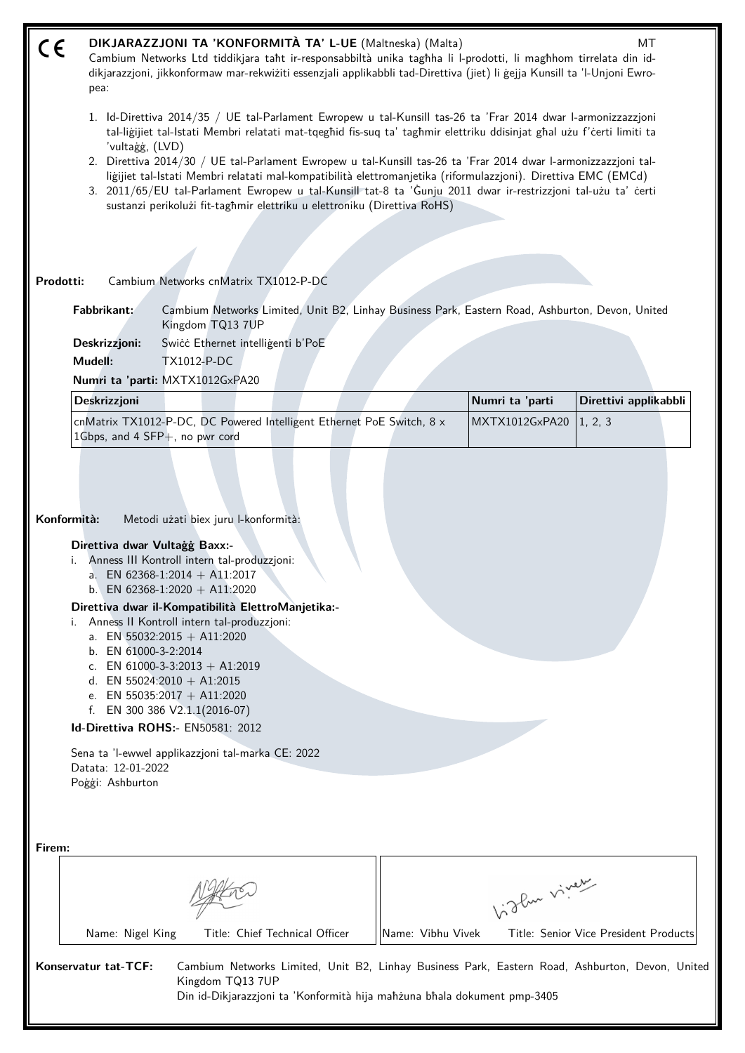CE **DIKJARAZZJONI TA 'KONFORMITÀ TA' L-UE** (Maltneska) (Malta) MT

Cambium Networks Ltd tiddikjara taħt ir-responsabbiltà unika tagħha li l-prodotti, li magħhom tirrelata din id-dikjarazzjoni, jikkonformaw mar-rekwiżiti essenzjali applikabbli tad-Direttiva (jiet) li ġejja Kunsill ta 'l-Unjoni Ewropea:

1. Id-Direttiva 2014/35 / UE tal-Parlament Ewropew u tal-Kunsill tas-26 ta 'Frar 2014 dwar l-armonizzazzjoni tal-liġijiet tal-Istati Membri relatati mat-tqegħid fis-suq ta' tagħmir elettriku ddisinjat għal użu f'ċerti limiti ta 'vultaġġ, (LVD)
2. Direttiva 2014/30 / UE tal-Parlament Ewropew u tal-Kunsill tas-26 ta 'Frar 2014 dwar l-armonizzazzjoni tal-liġijiet tal-Istati Membri relatati mal-kompatibilità elettromanjetika (riformulazzjoni). Direttiva EMC (EMCd)
3. 2011/65/EU tal-Parlament Ewropew u tal-Kunsill tat-8 ta 'Ġunju 2011 dwar ir-restrizzjoni tal-użu ta' ċerti sustanzi perikolużi fit-tagħmir elettriku u elettroniku (Direttiva RoHS)

**Prodotti:** Cambium Networks cnMatrix TX1012-P-DC

**Fabbrikant:** Cambium Networks Limited, Unit B2, Linhay Business Park, Eastern Road, Ashburton, Devon, United Kingdom TQ13 7UP

**Deskrizzjoni:** Swiċċ Ethernet intelliġenti b'PoE

**Mudell:** TX1012-P-DC

**Numri ta 'parti:** MXTX1012GxPA20

| Deskrizzjoni | Numri ta 'parti | Direttivi applikabbli |
|---|---|---|
| cnMatrix TX1012-P-DC, DC Powered Intelligent Ethernet PoE Switch, 8 x 1Gbps, and 4 SFP+, no pwr cord | MXTX1012GxPA20 | 1, 2, 3 |

**Konformità:** Metodi użati biex juru l-konformità:

**Direttiva dwar Vultaġġ Baxx:-**

i. Anness III Kontroll intern tal-produzzjoni:
   a. EN 62368-1:2014 + A11:2017
   b. EN 62368-1:2020 + A11:2020

**Direttiva dwar il-Kompatibilità ElettroManjetika:-**

i. Anness II Kontroll intern tal-produzzjoni:
   a. EN 55032:2015 + A11:2020
   b. EN 61000-3-2:2014
   c. EN 61000-3-3:2013 + A1:2019
   d. EN 55024:2010 + A1:2015
   e. EN 55035:2017 + A11:2020
   f. EN 300 386 V2.1.1(2016-07)

**Id-Direttiva ROHS:-** EN50581: 2012

Sena ta 'l-ewwel applikazzjoni tal-marka CE: 2022
Datata: 12-01-2022
Poġġi: Ashburton

**Firem:**

| Name: Nigel King Title: Chief Technical Officer | Name: Vibhu Vivek Title: Senior Vice President Products |
|---|---|

**Konservatur tat-TCF:** Cambium Networks Limited, Unit B2, Linhay Business Park, Eastern Road, Ashburton, Devon, United Kingdom TQ13 7UP
Din id-Dikjarazzjoni ta 'Konformità hija maħżuna bħala dokument pmp-3405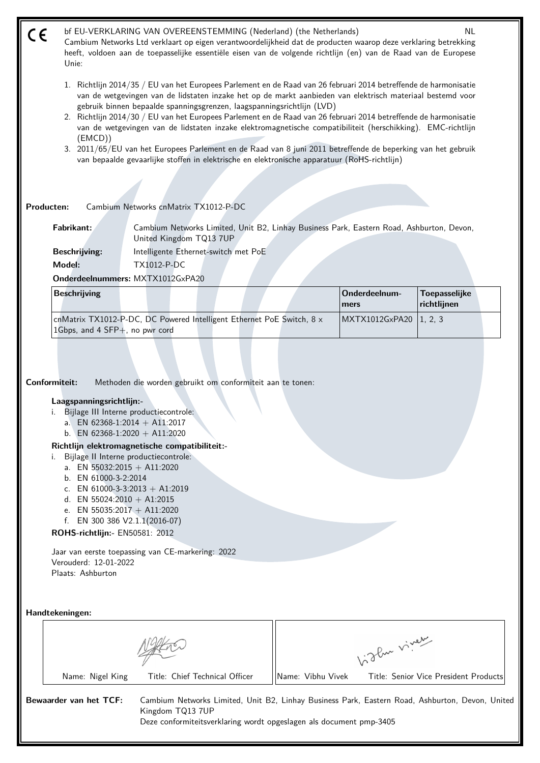CE bf EU-VERKLARING VAN OVEREENSTEMMING (Nederland) (the Netherlands) NL

Cambium Networks Ltd verklaart op eigen verantwoordelijkheid dat de producten waarop deze verklaring betrekking heeft, voldoen aan de toepasselijke essentiële eisen van de volgende richtlijn (en) van de Raad van de Europese Unie:

1. Richtlijn 2014/35 / EU van het Europees Parlement en de Raad van 26 februari 2014 betreffende de harmonisatie van de wetgevingen van de lidstaten inzake het op de markt aanbieden van elektrisch materiaal bestemd voor gebruik binnen bepaalde spanningsgrenzen, laagspanningsrichtlijn (LVD)
2. Richtlijn 2014/30 / EU van het Europees Parlement en de Raad van 26 februari 2014 betreffende de harmonisatie van de wetgevingen van de lidstaten inzake elektromagnetische compatibiliteit (herschikking). EMC-richtlijn (EMCD))
3. 2011/65/EU van het Europees Parlement en de Raad van 8 juni 2011 betreffende de beperking van het gebruik van bepaalde gevaarlijke stoffen in elektrische en elektronische apparatuur (RoHS-richtlijn)

**Producten:** Cambium Networks cnMatrix TX1012-P-DC

**Fabrikant:** Cambium Networks Limited, Unit B2, Linhay Business Park, Eastern Road, Ashburton, Devon, United Kingdom TQ13 7UP

**Beschrijving:** Intelligente Ethernet-switch met PoE

**Model:** TX1012-P-DC

**Onderdeelnummers:** MXTX1012GxPA20

| Beschrijving | Onderdeelnummers | Toepasselijke richtlijnen |
|---|---|---|
| cnMatrix TX1012-P-DC, DC Powered Intelligent Ethernet PoE Switch, 8 x 1Gbps, and 4 SFP+, no pwr cord | MXTX1012GxPA20 | 1, 2, 3 |

**Conformiteit:** Methoden die worden gebruikt om conformiteit aan te tonen:

**Laagspanningsrichtlijn:-**

i. Bijlage III Interne productiecontrole:
   a. EN 62368-1:2014 + A11:2017
   b. EN 62368-1:2020 + A11:2020

**Richtlijn elektromagnetische compatibiliteit:-**

i. Bijlage II Interne productiecontrole:
   a. EN 55032:2015 + A11:2020
   b. EN 61000-3-2:2014
   c. EN 61000-3-3:2013 + A1:2019
   d. EN 55024:2010 + A1:2015
   e. EN 55035:2017 + A11:2020
   f. EN 300 386 V2.1.1(2016-07)

**ROHS-richtlijn:-** EN50581: 2012

Jaar van eerste toepassing van CE-markering: 2022
Verouderd: 12-01-2022
Plaats: Ashburton

**Handtekeningen:**

| Name: Nigel King | Title: Chief Technical Officer | Name: Vibhu Vivek | Title: Senior Vice President Products |
|---|---|---|---|

**Bewaarder van het TCF:** Cambium Networks Limited, Unit B2, Linhay Business Park, Eastern Road, Ashburton, Devon, United Kingdom TQ13 7UP
Deze conformiteitsverklaring wordt opgeslagen als document pmp-3405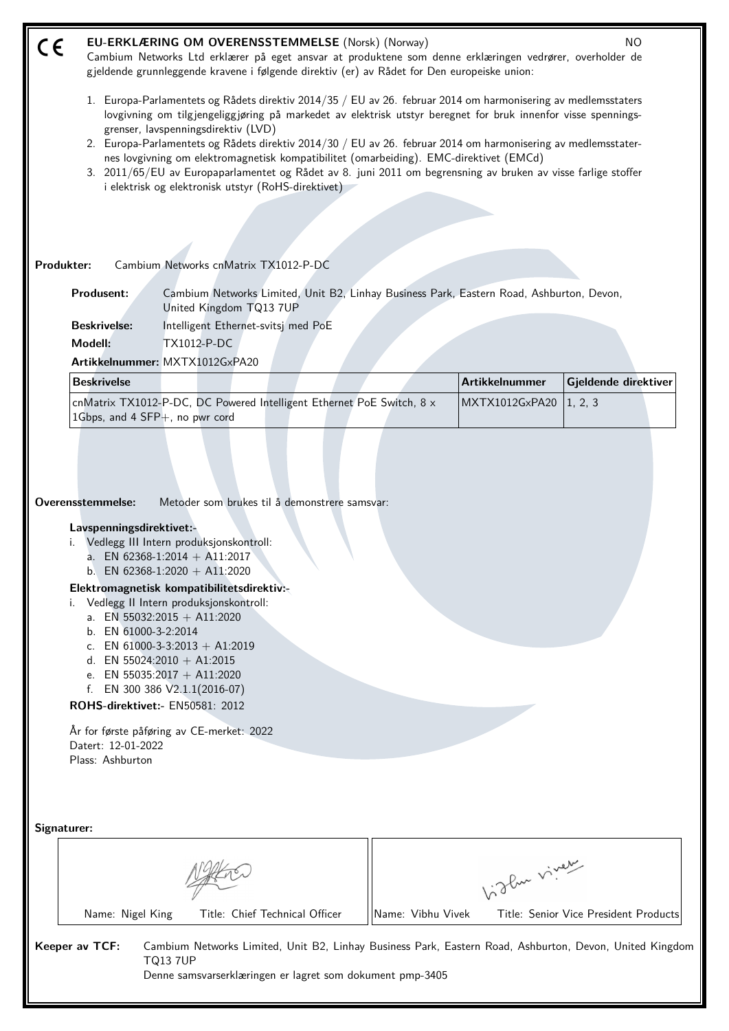CE **EU-ERKLÆRING OM OVERENSSTEMMELSE** (Norsk) (Norway) NO

Cambium Networks Ltd erklærer på eget ansvar at produktene som denne erklæringen vedrører, overholder de gjeldende grunnleggende kravene i følgende direktiv (er) av Rådet for Den europeiske union:

1. Europa-Parlamentets og Rådets direktiv 2014/35 / EU av 26. februar 2014 om harmonisering av medlemsstaters lovgivning om tilgjengeliggjøring på markedet av elektrisk utstyr beregnet for bruk innenfor visse spenningsgrenser, lavspenningsdirektiv (LVD)
2. Europa-Parlamentets og Rådets direktiv 2014/30 / EU av 26. februar 2014 om harmonisering av medlemsstaternes lovgivning om elektromagnetisk kompatibilitet (omarbeiding). EMC-direktivet (EMCd)
3. 2011/65/EU av Europaparlamentet og Rådet av 8. juni 2011 om begrensning av bruken av visse farlige stoffer i elektrisk og elektronisk utstyr (RoHS-direktivet)

**Produkter:** Cambium Networks cnMatrix TX1012-P-DC

**Produsent:** Cambium Networks Limited, Unit B2, Linhay Business Park, Eastern Road, Ashburton, Devon, United Kingdom TQ13 7UP

**Beskrivelse:** Intelligent Ethernet-svitsj med PoE

**Modell:** TX1012-P-DC

**Artikkelnummer:** MXTX1012GxPA20

| Beskrivelse | Artikkelnummer | Gjeldende direktiver |
|---|---|---|
| cnMatrix TX1012-P-DC, DC Powered Intelligent Ethernet PoE Switch, 8 x 1Gbps, and 4 SFP+, no pwr cord | MXTX1012GxPA20 | 1, 2, 3 |

**Overensstemmelse:** Metoder som brukes til å demonstrere samsvar:

**Lavspenningsdirektivet:-**

i. Vedlegg III Intern produksjonskontroll:
   a. EN 62368-1:2014 + A11:2017
   b. EN 62368-1:2020 + A11:2020

**Elektromagnetisk kompatibilitetsdirektiv:-**

i. Vedlegg II Intern produksjonskontroll:
   a. EN 55032:2015 + A11:2020
   b. EN 61000-3-2:2014
   c. EN 61000-3-3:2013 + A1:2019
   d. EN 55024:2010 + A1:2015
   e. EN 55035:2017 + A11:2020
   f. EN 300 386 V2.1.1(2016-07)

**ROHS-direktivet:-** EN50581: 2012

År for første påføring av CE-merket: 2022
Datert: 12-01-2022
Plass: Ashburton

**Signaturer:**

| Name: Nigel King Title: Chief Technical Officer | Name: Vibhu Vivek Title: Senior Vice President Products |
|---|---|

**Keeper av TCF:** Cambium Networks Limited, Unit B2, Linhay Business Park, Eastern Road, Ashburton, Devon, United Kingdom TQ13 7UP
Denne samsvarserklæringen er lagret som dokument pmp-3405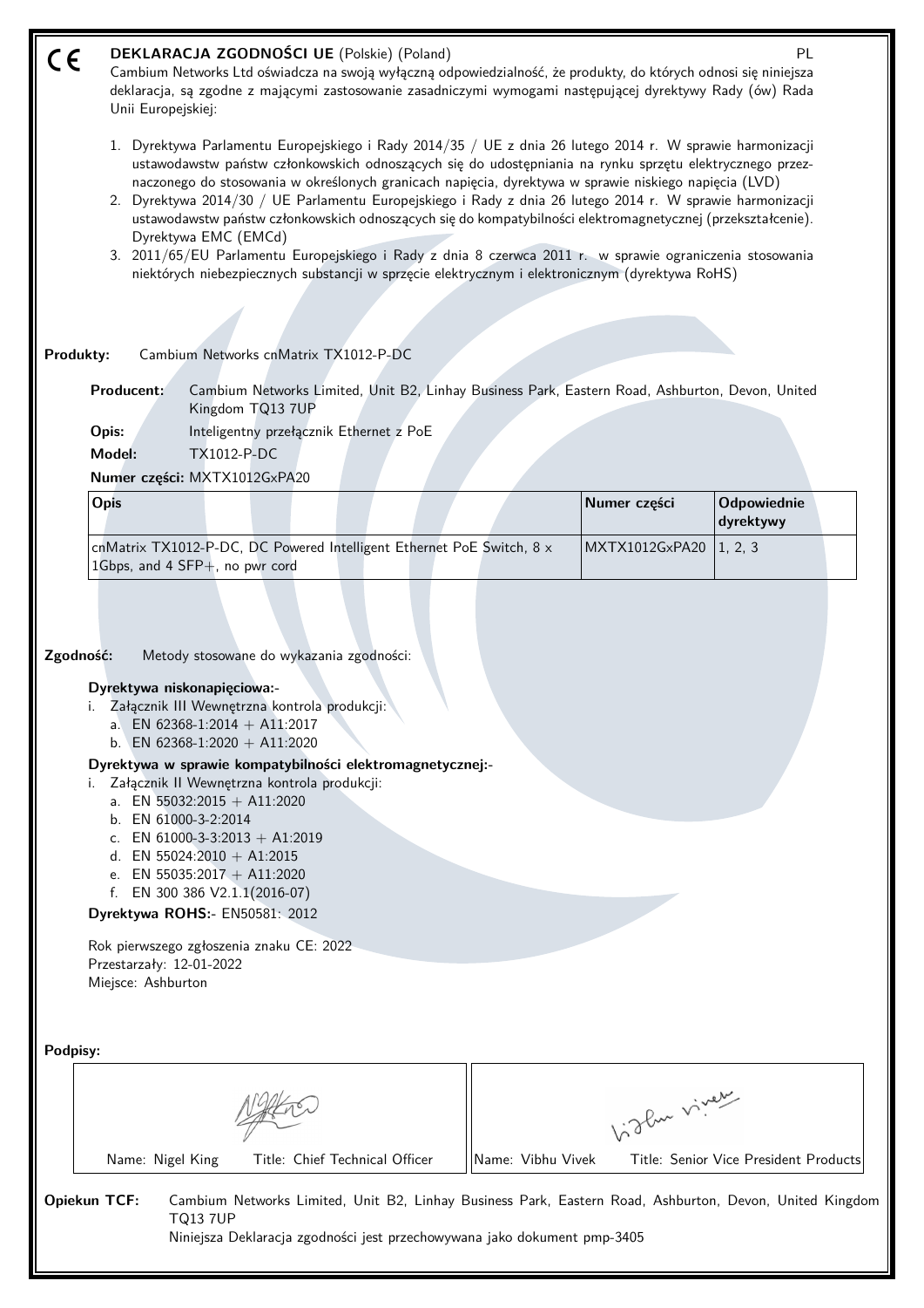# CE DEKLARACJA ZGODNOŚCI UE (Polskie) (Poland) PL

Cambium Networks Ltd oświadcza na swoją wyłączną odpowiedzialność, że produkty, do których odnosi się niniejsza deklaracja, są zgodne z mającymi zastosowanie zasadniczymi wymogami następującej dyrektywy Rady (ów) Rada Unii Europejskiej:

1. Dyrektywa Parlamentu Europejskiego i Rady 2014/35 / UE z dnia 26 lutego 2014 r. W sprawie harmonizacji ustawodawstw państw członkowskich odnoszących się do udostępniania na rynku sprzętu elektrycznego przeznaczonego do stosowania w określonych granicach napięcia, dyrektywa w sprawie niskiego napięcia (LVD)
2. Dyrektywa 2014/30 / UE Parlamentu Europejskiego i Rady z dnia 26 lutego 2014 r. W sprawie harmonizacji ustawodawstw państw członkowskich odnoszących się do kompatybilności elektromagnetycznej (przekształcenie). Dyrektywa EMC (EMCd)
3. 2011/65/EU Parlamentu Europejskiego i Rady z dnia 8 czerwca 2011 r. w sprawie ograniczenia stosowania niektórych niebezpiecznych substancji w sprzęcie elektrycznym i elektronicznym (dyrektywa RoHS)

**Produkty:** Cambium Networks cnMatrix TX1012-P-DC

**Producent:** Cambium Networks Limited, Unit B2, Linhay Business Park, Eastern Road, Ashburton, Devon, United Kingdom TQ13 7UP

**Opis:** Inteligentny przełącznik Ethernet z PoE

**Model:** TX1012-P-DC

**Numer części:** MXTX1012GxPA20

| Opis | Numer części | Odpowiednie dyrektywy |
|---|---|---|
| cnMatrix TX1012-P-DC, DC Powered Intelligent Ethernet PoE Switch, 8 x 1Gbps, and 4 SFP+, no pwr cord | MXTX1012GxPA20 | 1, 2, 3 |

**Zgodność:** Metody stosowane do wykazania zgodności:

**Dyrektywa niskonapięciowa:-**

i. Załącznik III Wewnętrzna kontrola produkcji:
   a. EN 62368-1:2014 + A11:2017
   b. EN 62368-1:2020 + A11:2020

**Dyrektywa w sprawie kompatybilności elektromagnetycznej:-**

i. Załącznik II Wewnętrzna kontrola produkcji:
   a. EN 55032:2015 + A11:2020
   b. EN 61000-3-2:2014
   c. EN 61000-3-3:2013 + A1:2019
   d. EN 55024:2010 + A1:2015
   e. EN 55035:2017 + A11:2020
   f. EN 300 386 V2.1.1(2016-07)

**Dyrektywa ROHS:-** EN50581: 2012

Rok pierwszego zgłoszenia znaku CE: 2022
Przestarzały: 12-01-2022
Miejsce: Ashburton

**Podpisy:**

| Name: Nigel King | Title: Chief Technical Officer | Name: Vibhu Vivek | Title: Senior Vice President Products |
|---|---|---|---|

**Opiekun TCF:** Cambium Networks Limited, Unit B2, Linhay Business Park, Eastern Road, Ashburton, Devon, United Kingdom TQ13 7UP
Niniejsza Deklaracja zgodności jest przechowywana jako dokument pmp-3405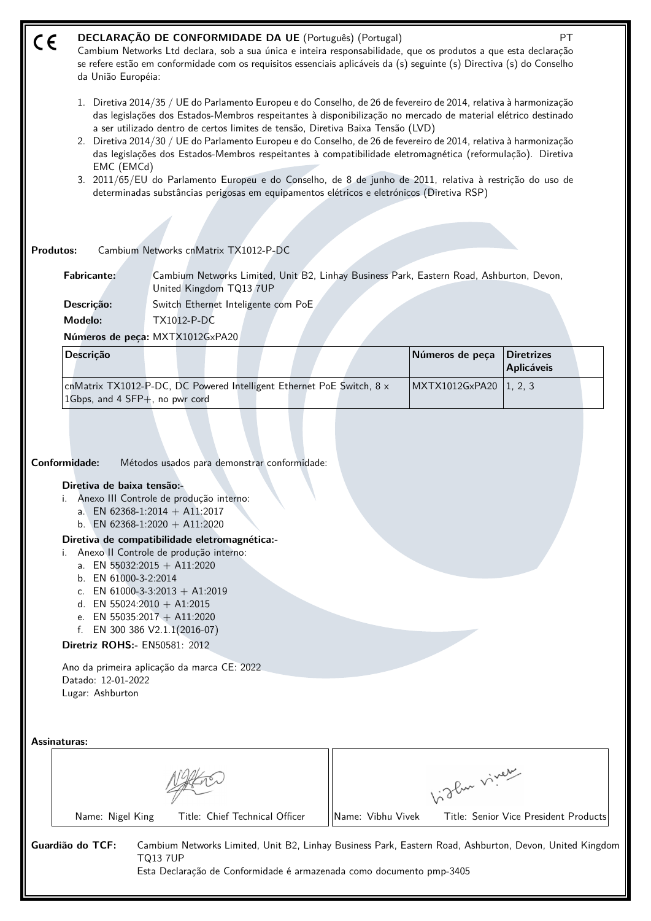CE **DECLARAÇÃO DE CONFORMIDADE DA UE** (Português) (Portugal) PT

Cambium Networks Ltd declara, sob a sua única e inteira responsabilidade, que os produtos a que esta declaração se refere estão em conformidade com os requisitos essenciais aplicáveis da (s) seguinte (s) Directiva (s) do Conselho da União Européia:

1. Diretiva 2014/35 / UE do Parlamento Europeu e do Conselho, de 26 de fevereiro de 2014, relativa à harmonização das legislações dos Estados-Membros respeitantes à disponibilização no mercado de material elétrico destinado a ser utilizado dentro de certos limites de tensão, Diretiva Baixa Tensão (LVD)
2. Diretiva 2014/30 / UE do Parlamento Europeu e do Conselho, de 26 de fevereiro de 2014, relativa à harmonização das legislações dos Estados-Membros respeitantes à compatibilidade eletromagnética (reformulação). Diretiva EMC (EMCd)
3. 2011/65/EU do Parlamento Europeu e do Conselho, de 8 de junho de 2011, relativa à restrição do uso de determinadas substâncias perigosas em equipamentos elétricos e eletrónicos (Diretiva RSP)

**Produtos:** Cambium Networks cnMatrix TX1012-P-DC

**Fabricante:** Cambium Networks Limited, Unit B2, Linhay Business Park, Eastern Road, Ashburton, Devon, United Kingdom TQ13 7UP

**Descrição:** Switch Ethernet Inteligente com PoE

**Modelo:** TX1012-P-DC

**Números de peça:** MXTX1012GxPA20

| Descrição | Números de peça | Diretrizes Aplicáveis |
|---|---|---|
| cnMatrix TX1012-P-DC, DC Powered Intelligent Ethernet PoE Switch, 8 x 1Gbps, and 4 SFP+, no pwr cord | MXTX1012GxPA20 | 1, 2, 3 |

**Conformidade:** Métodos usados para demonstrar conformidade:

**Diretiva de baixa tensão:-**

i. Anexo III Controle de produção interno:
   a. EN 62368-1:2014 + A11:2017
   b. EN 62368-1:2020 + A11:2020

**Diretiva de compatibilidade eletromagnética:-**

i. Anexo II Controle de produção interno:
   a. EN 55032:2015 + A11:2020
   b. EN 61000-3-2:2014
   c. EN 61000-3-3:2013 + A1:2019
   d. EN 55024:2010 + A1:2015
   e. EN 55035:2017 + A11:2020
   f. EN 300 386 V2.1.1(2016-07)

**Diretriz ROHS:-** EN50581: 2012

Ano da primeira aplicação da marca CE: 2022
Datado: 12-01-2022
Lugar: Ashburton

**Assinaturas:**

| Name: Nigel King Title: Chief Technical Officer | Name: Vibhu Vivek Title: Senior Vice President Products |
|---|---|

**Guardião do TCF:** Cambium Networks Limited, Unit B2, Linhay Business Park, Eastern Road, Ashburton, Devon, United Kingdom TQ13 7UP

Esta Declaração de Conformidade é armazenada como documento pmp-3405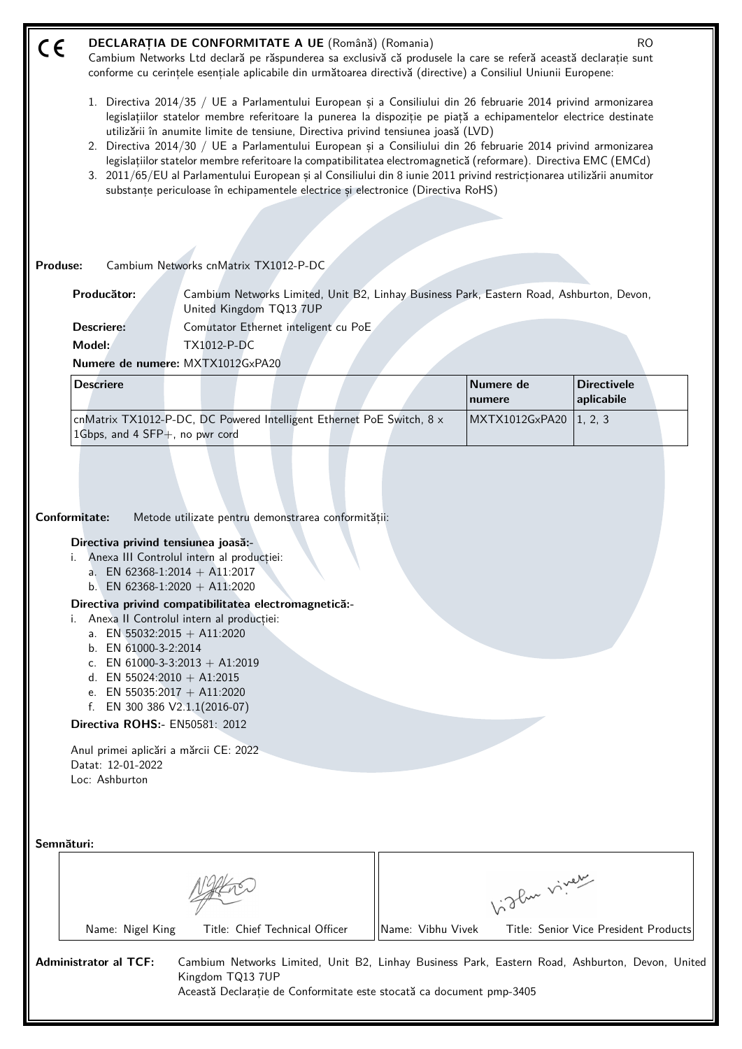CE **DECLARAȚIA DE CONFORMITATE A UE** (Română) (Romania) RO

Cambium Networks Ltd declară pe răspunderea sa exclusivă că produsele la care se referă această declarație sunt conforme cu cerințele esențiale aplicabile din următoarea directivă (directive) a Consiliul Uniunii Europene:

1. Directiva 2014/35 / UE a Parlamentului European și a Consiliului din 26 februarie 2014 privind armonizarea legislațiilor statelor membre referitoare la punerea la dispoziție pe piață a echipamentelor electrice destinate utilizării în anumite limite de tensiune, Directiva privind tensiunea joasă (LVD)
2. Directiva 2014/30 / UE a Parlamentului European și a Consiliului din 26 februarie 2014 privind armonizarea legislațiilor statelor membre referitoare la compatibilitatea electromagnetică (reformare). Directiva EMC (EMCd)
3. 2011/65/EU al Parlamentului European și al Consiliului din 8 iunie 2011 privind restricționarea utilizării anumitor substanțe periculoase în echipamentele electrice și electronice (Directiva RoHS)

**Produse:** Cambium Networks cnMatrix TX1012-P-DC

**Producător:** Cambium Networks Limited, Unit B2, Linhay Business Park, Eastern Road, Ashburton, Devon, United Kingdom TQ13 7UP

**Descriere:** Comutator Ethernet inteligent cu PoE

**Model:** TX1012-P-DC

**Numere de numere:** MXTX1012GxPA20

| Descriere | Numere de numere | Directivele aplicabile |
|---|---|---|
| cnMatrix TX1012-P-DC, DC Powered Intelligent Ethernet PoE Switch, 8 x 1Gbps, and 4 SFP+, no pwr cord | MXTX1012GxPA20 | 1, 2, 3 |

**Conformitate:** Metode utilizate pentru demonstrarea conformității:

**Directiva privind tensiunea joasă:-**

i. Anexa III Controlul intern al producției:
   a. EN 62368-1:2014 + A11:2017
   b. EN 62368-1:2020 + A11:2020

**Directiva privind compatibilitatea electromagnetică:-**

i. Anexa II Controlul intern al producției:
   a. EN 55032:2015 + A11:2020
   b. EN 61000-3-2:2014
   c. EN 61000-3-3:2013 + A1:2019
   d. EN 55024:2010 + A1:2015
   e. EN 55035:2017 + A11:2020
   f. EN 300 386 V2.1.1(2016-07)

**Directiva ROHS:-** EN50581: 2012

Anul primei aplicări a mărcii CE: 2022
Datat: 12-01-2022
Loc: Ashburton

**Semnături:**

| Name: Nigel King | Title: Chief Technical Officer | Name: Vibhu Vivek | Title: Senior Vice President Products |
|---|---|---|---|

**Administrator al TCF:** Cambium Networks Limited, Unit B2, Linhay Business Park, Eastern Road, Ashburton, Devon, United Kingdom TQ13 7UP
Această Declarație de Conformitate este stocată ca document pmp-3405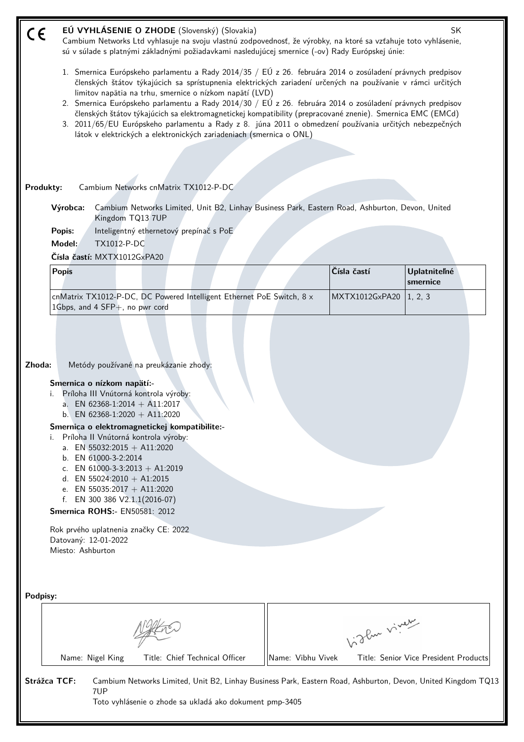# CE EÚ VYHLÁSENIE O ZHODE (Slovenský) (Slovakia) SK

Cambium Networks Ltd vyhlasuje na svoju vlastnú zodpovednosť, že výrobky, na ktoré sa vzťahuje toto vyhlásenie, sú v súlade s platnými základnými požiadavkami nasledujúcej smernice (-ov) Rady Európskej únie:

1. Smernica Európskeho parlamentu a Rady 2014/35 / EÚ z 26. februára 2014 o zosúladení právnych predpisov členských štátov týkajúcich sa sprístupnenia elektrických zariadení určených na používanie v rámci určitých limitov napätia na trhu, smernice o nízkom napätí (LVD)
2. Smernica Európskeho parlamentu a Rady 2014/30 / EÚ z 26. februára 2014 o zosúladení právnych predpisov členských štátov týkajúcich sa elektromagnetickej kompatibility (prepracované znenie). Smernica EMC (EMCd)
3. 2011/65/EU Európskeho parlamentu a Rady z 8. júna 2011 o obmedzení používania určitých nebezpečných látok v elektrických a elektronických zariadeniach (smernica o ONL)

**Produkty:** Cambium Networks cnMatrix TX1012-P-DC

**Výrobca:** Cambium Networks Limited, Unit B2, Linhay Business Park, Eastern Road, Ashburton, Devon, United Kingdom TQ13 7UP

**Popis:** Inteligentný ethernetový prepínač s PoE

**Model:** TX1012-P-DC

**Čísla častí:** MXTX1012GxPA20

| Popis | Čísla častí | Uplatniteľné smernice |
|---|---|---|
| cnMatrix TX1012-P-DC, DC Powered Intelligent Ethernet PoE Switch, 8 x 1Gbps, and 4 SFP+, no pwr cord | MXTX1012GxPA20 | 1, 2, 3 |

**Zhoda:** Metódy používané na preukázanie zhody:

**Smernica o nízkom napätí:-**

i. Príloha III Vnútorná kontrola výroby:
   a. EN 62368-1:2014 + A11:2017
   b. EN 62368-1:2020 + A11:2020

**Smernica o elektromagnetickej kompatibilite:-**

i. Príloha II Vnútorná kontrola výroby:
   a. EN 55032:2015 + A11:2020
   b. EN 61000-3-2:2014
   c. EN 61000-3-3:2013 + A1:2019
   d. EN 55024:2010 + A1:2015
   e. EN 55035:2017 + A11:2020
   f. EN 300 386 V2.1.1(2016-07)

**Smernica ROHS:-** EN50581: 2012

Rok prvého uplatnenia značky CE: 2022
Datovaný: 12-01-2022
Miesto: Ashburton

**Podpisy:**

| Name: Nigel King Title: Chief Technical Officer | Name: Vibhu Vivek Title: Senior Vice President Products |
|---|---|

**Strážca TCF:** Cambium Networks Limited, Unit B2, Linhay Business Park, Eastern Road, Ashburton, Devon, United Kingdom TQ13 7UP

Toto vyhlásenie o zhode sa ukladá ako dokument pmp-3405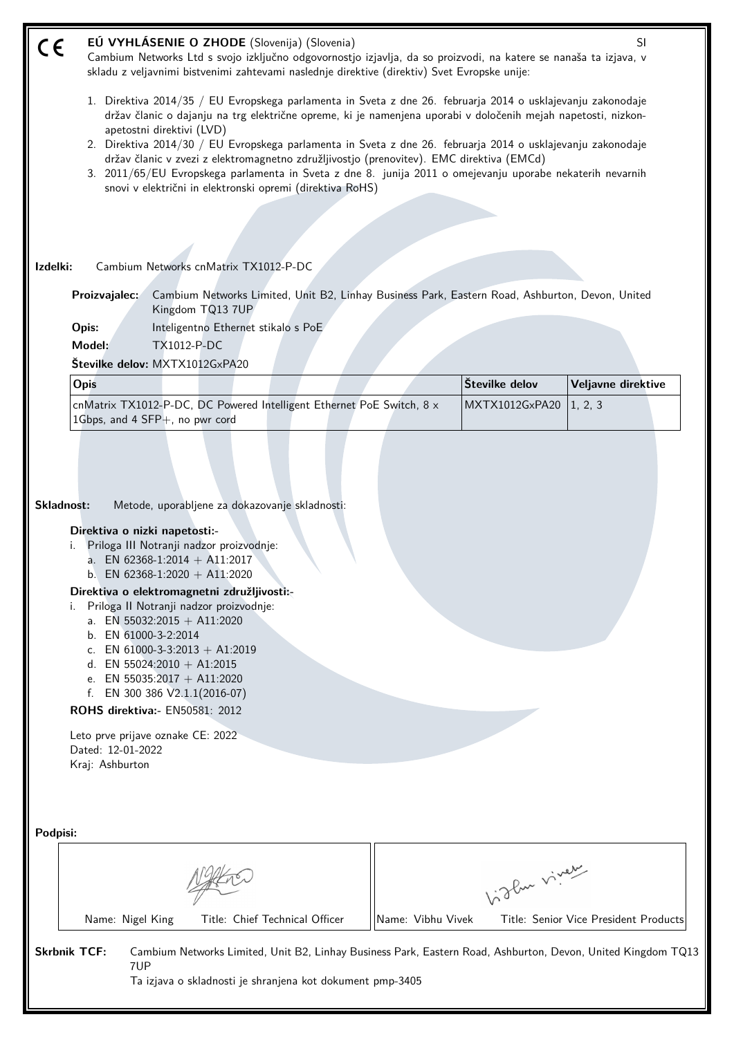CE **EÚ VYHLÁSENIE O ZHODE** (Slovenija) (Slovenia) SI

Cambium Networks Ltd s svojo izključno odgovornostjo izjavlja, da so proizvodi, na katere se nanaša ta izjava, v skladu z veljavnimi bistvenimi zahtevami naslednje direktive (direktiv) Svet Evropske unije:

1. Direktiva 2014/35 / EU Evropskega parlamenta in Sveta z dne 26. februarja 2014 o usklajevanju zakonodaje držav članic o dajanju na trg električne opreme, ki je namenjena uporabi v določenih mejah napetosti, nizkonapetostni direktivi (LVD)
2. Direktiva 2014/30 / EU Evropskega parlamenta in Sveta z dne 26. februarja 2014 o usklajevanju zakonodaje držav članic v zvezi z elektromagnetno združljivostjo (prenovitev). EMC direktiva (EMCd)
3. 2011/65/EU Evropskega parlamenta in Sveta z dne 8. junija 2011 o omejevanju uporabe nekaterih nevarnih snovi v električni in elektronski opremi (direktiva RoHS)

**Izdelki:** Cambium Networks cnMatrix TX1012-P-DC

**Proizvajalec:** Cambium Networks Limited, Unit B2, Linhay Business Park, Eastern Road, Ashburton, Devon, United Kingdom TQ13 7UP

**Opis:** Inteligentno Ethernet stikalo s PoE

**Model:** TX1012-P-DC

**Številke delov:** MXTX1012GxPA20

| Opis | Številke delov | Veljavne direktive |
|---|---|---|
| cnMatrix TX1012-P-DC, DC Powered Intelligent Ethernet PoE Switch, 8 x 1Gbps, and 4 SFP+, no pwr cord | MXTX1012GxPA20 | 1, 2, 3 |

**Skladnost:** Metode, uporabljene za dokazovanje skladnosti:

**Direktiva o nizki napetosti:-**

i. Priloga III Notranji nadzor proizvodnje:
   a. EN 62368-1:2014 + A11:2017
   b. EN 62368-1:2020 + A11:2020

**Direktiva o elektromagnetni združljivosti:-**

i. Priloga II Notranji nadzor proizvodnje:
   a. EN 55032:2015 + A11:2020
   b. EN 61000-3-2:2014
   c. EN 61000-3-3:2013 + A1:2019
   d. EN 55024:2010 + A1:2015
   e. EN 55035:2017 + A11:2020
   f. EN 300 386 V2.1.1(2016-07)

**ROHS direktiva:-** EN50581: 2012

Leto prve prijave oznake CE: 2022
Dated: 12-01-2022
Kraj: Ashburton

**Podpisi:**

| Name: Nigel King Title: Chief Technical Officer | Name: Vibhu Vivek Title: Senior Vice President Products |
|---|---|

**Skrbnik TCF:** Cambium Networks Limited, Unit B2, Linhay Business Park, Eastern Road, Ashburton, Devon, United Kingdom TQ13 7UP

Ta izjava o skladnosti je shranjena kot dokument pmp-3405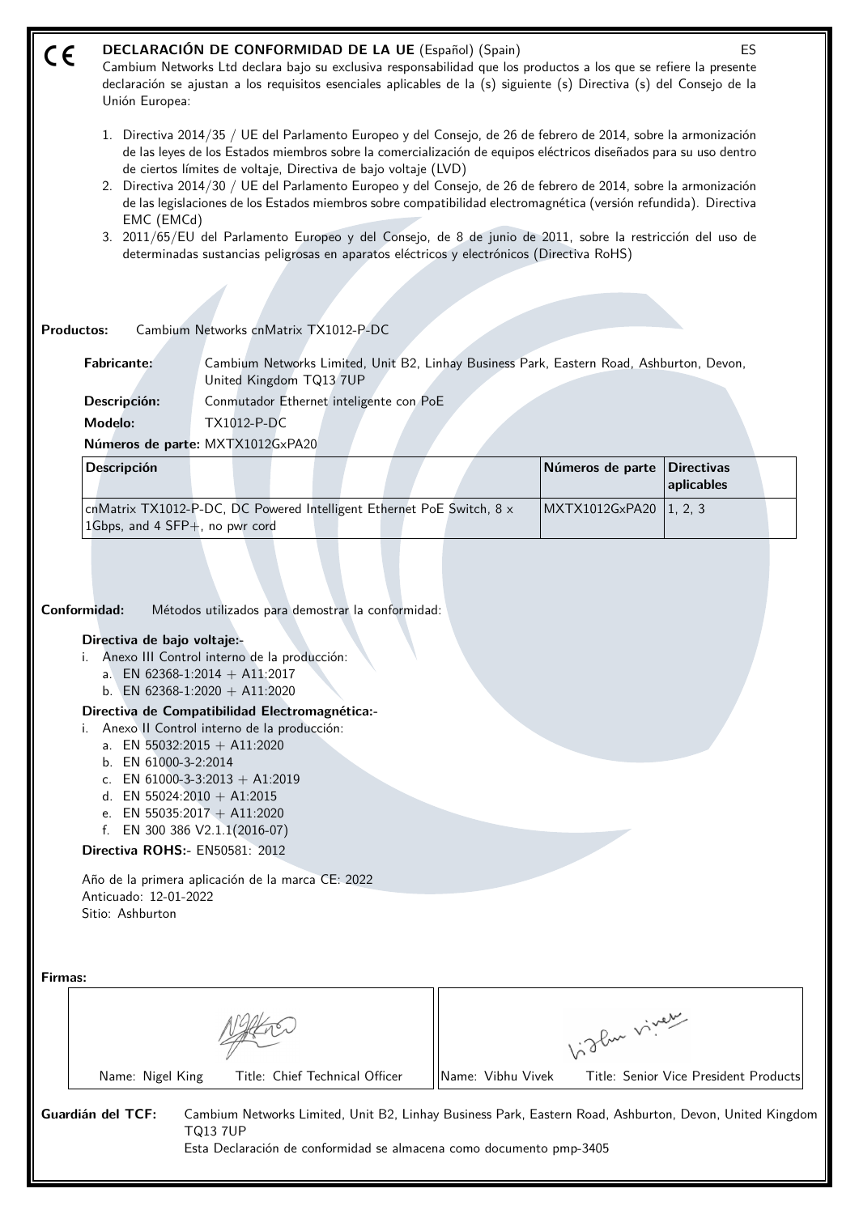CE **DECLARACIÓN DE CONFORMIDAD DE LA UE** (Español) (Spain) ES

Cambium Networks Ltd declara bajo su exclusiva responsabilidad que los productos a los que se refiere la presente declaración se ajustan a los requisitos esenciales aplicables de la (s) siguiente (s) Directiva (s) del Consejo de la Unión Europea:

1. Directiva 2014/35 / UE del Parlamento Europeo y del Consejo, de 26 de febrero de 2014, sobre la armonización de las leyes de los Estados miembros sobre la comercialización de equipos eléctricos diseñados para su uso dentro de ciertos límites de voltaje, Directiva de bajo voltaje (LVD)
2. Directiva 2014/30 / UE del Parlamento Europeo y del Consejo, de 26 de febrero de 2014, sobre la armonización de las legislaciones de los Estados miembros sobre compatibilidad electromagnética (versión refundida). Directiva EMC (EMCd)
3. 2011/65/EU del Parlamento Europeo y del Consejo, de 8 de junio de 2011, sobre la restricción del uso de determinadas sustancias peligrosas en aparatos eléctricos y electrónicos (Directiva RoHS)

**Productos:** Cambium Networks cnMatrix TX1012-P-DC

**Fabricante:** Cambium Networks Limited, Unit B2, Linhay Business Park, Eastern Road, Ashburton, Devon, United Kingdom TQ13 7UP

**Descripción:** Conmutador Ethernet inteligente con PoE

**Modelo:** TX1012-P-DC

**Números de parte:** MXTX1012GxPA20

| Descripción | Números de parte | Directivas aplicables |
|---|---|---|
| cnMatrix TX1012-P-DC, DC Powered Intelligent Ethernet PoE Switch, 8 x 1Gbps, and 4 SFP+, no pwr cord | MXTX1012GxPA20 | 1, 2, 3 |

**Conformidad:** Métodos utilizados para demostrar la conformidad:

**Directiva de bajo voltaje:-**

i. Anexo III Control interno de la producción:
   a. EN 62368-1:2014 + A11:2017
   b. EN 62368-1:2020 + A11:2020

**Directiva de Compatibilidad Electromagnética:-**

i. Anexo II Control interno de la producción:
   a. EN 55032:2015 + A11:2020
   b. EN 61000-3-2:2014
   c. EN 61000-3-3:2013 + A1:2019
   d. EN 55024:2010 + A1:2015
   e. EN 55035:2017 + A11:2020
   f. EN 300 386 V2.1.1(2016-07)

**Directiva ROHS:-** EN50581: 2012

Año de la primera aplicación de la marca CE: 2022
Anticuado: 12-01-2022
Sitio: Ashburton

**Firmas:**

| Name: Nigel King | Title: Chief Technical Officer | Name: Vibhu Vivek | Title: Senior Vice President Products |
|---|---|---|---|

**Guardián del TCF:** Cambium Networks Limited, Unit B2, Linhay Business Park, Eastern Road, Ashburton, Devon, United Kingdom TQ13 7UP
Esta Declaración de conformidad se almacena como documento pmp-3405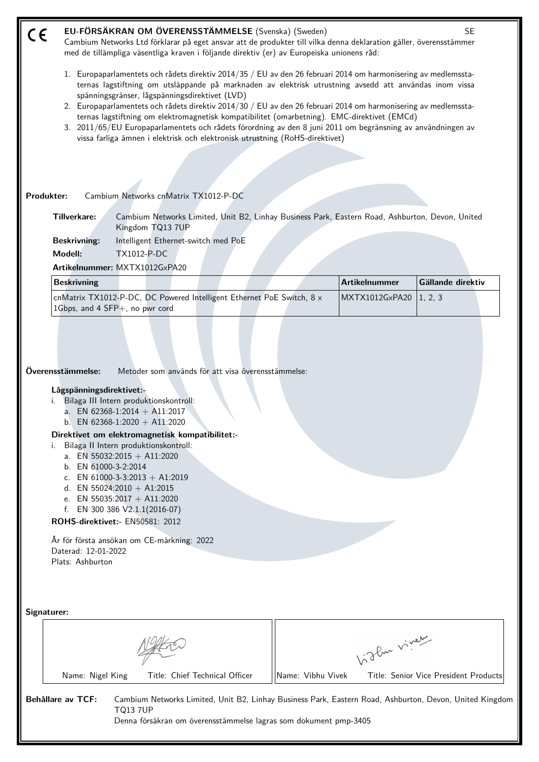CE

# EU-FÖRSÄKRAN OM ÖVERENSSTÄMMELSE (Svenska) (Sweden) SE

Cambium Networks Ltd förklarar på eget ansvar att de produkter till vilka denna deklaration gäller, överensstämmer med de tillämpliga väsentliga kraven i följande direktiv (er) av Europeiska unionens råd:

1. Europaparlamentets och rådets direktiv 2014/35 / EU av den 26 februari 2014 om harmonisering av medlemsstaternas lagstiftning om utsläppande på marknaden av elektrisk utrustning avsedd att användas inom vissa spänningsgränser, lågspänningsdirektivet (LVD)
2. Europaparlamentets och rådets direktiv 2014/30 / EU av den 26 februari 2014 om harmonisering av medlemsstaternas lagstiftning om elektromagnetisk kompatibilitet (omarbetning). EMC-direktivet (EMCd)
3. 2011/65/EU Europaparlamentets och rådets förordning av den 8 juni 2011 om begränsning av användningen av vissa farliga ämnen i elektrisk och elektronisk utrustning (RoHS-direktivet)

**Produkter:** Cambium Networks cnMatrix TX1012-P-DC

**Tillverkare:** Cambium Networks Limited, Unit B2, Linhay Business Park, Eastern Road, Ashburton, Devon, United Kingdom TQ13 7UP

**Beskrivning:** Intelligent Ethernet-switch med PoE

**Modell:** TX1012-P-DC

**Artikelnummer:** MXTX1012GxPA20

| Beskrivning | Artikelnummer | Gällande direktiv |
|---|---|---|
| cnMatrix TX1012-P-DC, DC Powered Intelligent Ethernet PoE Switch, 8 x 1Gbps, and 4 SFP+, no pwr cord | MXTX1012GxPA20 | 1, 2, 3 |

**Överensstämmelse:** Metoder som används för att visa överensstämmelse:

**Lågspänningsdirektivet:-**

i. Bilaga III Intern produktionskontroll:
   a. EN 62368-1:2014 + A11:2017
   b. EN 62368-1:2020 + A11:2020

**Direktivet om elektromagnetisk kompatibilitet:-**

i. Bilaga II Intern produktionskontroll:
   a. EN 55032:2015 + A11:2020
   b. EN 61000-3-2:2014
   c. EN 61000-3-3:2013 + A1:2019
   d. EN 55024:2010 + A1:2015
   e. EN 55035:2017 + A11:2020
   f. EN 300 386 V2.1.1(2016-07)

**ROHS-direktivet:-** EN50581: 2012

År för första ansökan om CE-märkning: 2022
Daterad: 12-01-2022
Plats: Ashburton

**Signaturer:**

| | |
|---|---|
| Name: Nigel King Title: Chief Technical Officer | Name: Vibhu Vivek Title: Senior Vice President Products |

**Behållare av TCF:** Cambium Networks Limited, Unit B2, Linhay Business Park, Eastern Road, Ashburton, Devon, United Kingdom TQ13 7UP

Denna försäkran om överensstämmelse lagras som dokument pmp-3405